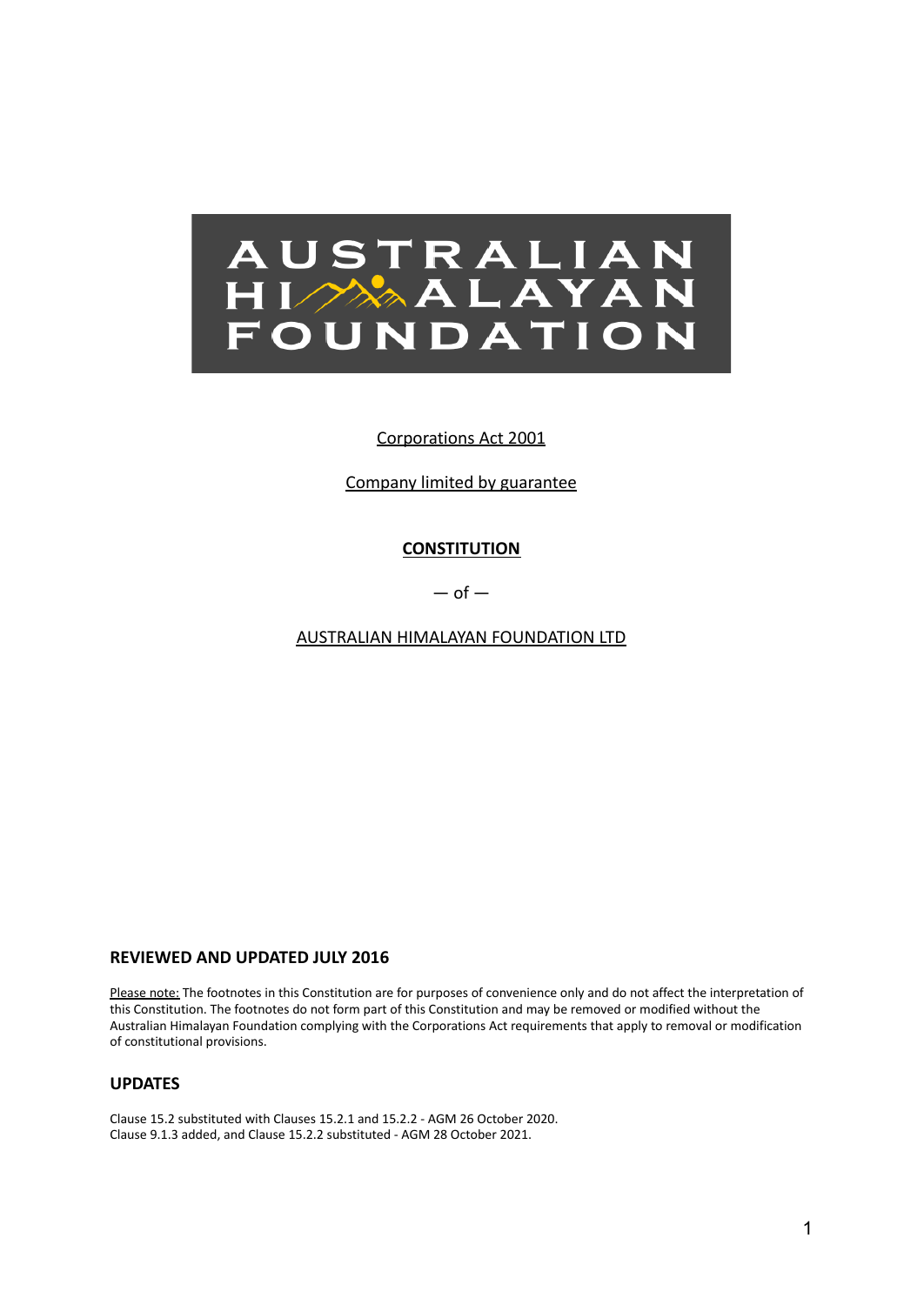AUSTRALIAN HIMALAYAN FOUNDATION

Corporations Act 2001

Company limited by guarantee

**CONSTITUTION**

— of —

AUSTRALIAN HIMALAYAN FOUNDATION LTD

**REVIEWED AND UPDATED JULY 2016**

Please note: The footnotes in this Constitution are for purposes of convenience only and do not affect the interpretation of this Constitution. The footnotes do not form part of this Constitution and may be removed or modified without the Australian Himalayan Foundation complying with the Corporations Act requirements that apply to removal or modification of constitutional provisions.

## UPDATES

Clause 15.2 substituted with Clauses 15.2.1 and 15.2.2 - AGM 26 October 2020.
Clause 9.1.3 added, and Clause 15.2.2 substituted - AGM 28 October 2021.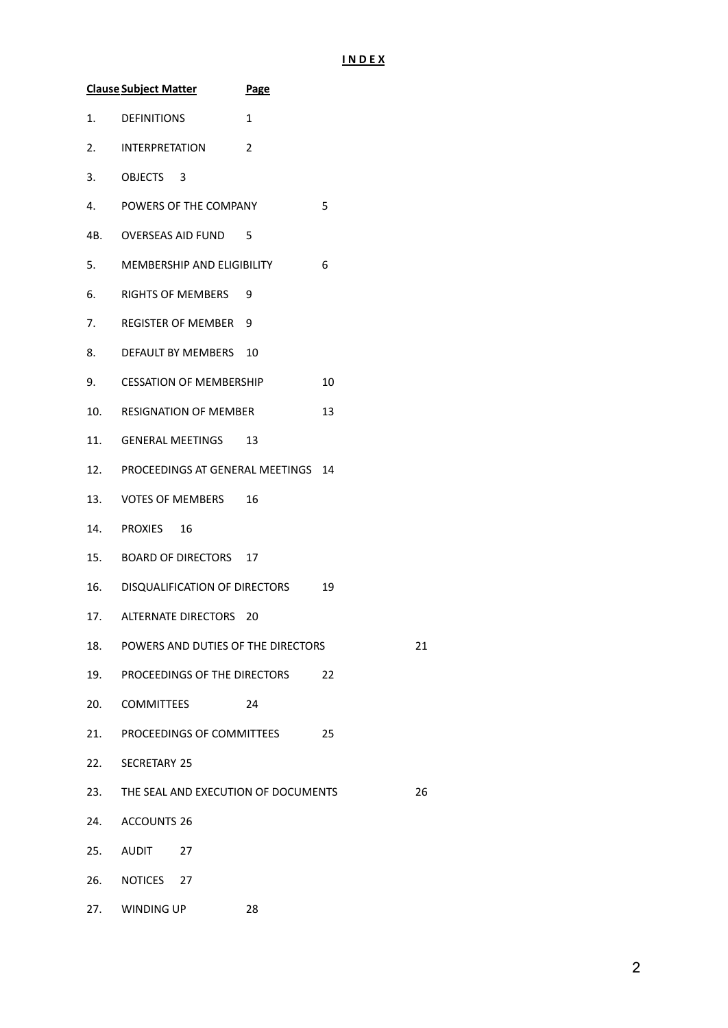**I N D E X**

| Clause | Subject Matter | Page |
|---|---|---|
| 1. | DEFINITIONS | 1 |
| 2. | INTERPRETATION | 2 |
| 3. | OBJECTS | 3 |
| 4. | POWERS OF THE COMPANY | 5 |
| 4B. | OVERSEAS AID FUND | 5 |
| 5. | MEMBERSHIP AND ELIGIBILITY | 6 |
| 6. | RIGHTS OF MEMBERS | 9 |
| 7. | REGISTER OF MEMBER | 9 |
| 8. | DEFAULT BY MEMBERS | 10 |
| 9. | CESSATION OF MEMBERSHIP | 10 |
| 10. | RESIGNATION OF MEMBER | 13 |
| 11. | GENERAL MEETINGS | 13 |
| 12. | PROCEEDINGS AT GENERAL MEETINGS | 14 |
| 13. | VOTES OF MEMBERS | 16 |
| 14. | PROXIES | 16 |
| 15. | BOARD OF DIRECTORS | 17 |
| 16. | DISQUALIFICATION OF DIRECTORS | 19 |
| 17. | ALTERNATE DIRECTORS | 20 |
| 18. | POWERS AND DUTIES OF THE DIRECTORS | 21 |
| 19. | PROCEEDINGS OF THE DIRECTORS | 22 |
| 20. | COMMITTEES | 24 |
| 21. | PROCEEDINGS OF COMMITTEES | 25 |
| 22. | SECRETARY | 25 |
| 23. | THE SEAL AND EXECUTION OF DOCUMENTS | 26 |
| 24. | ACCOUNTS | 26 |
| 25. | AUDIT | 27 |
| 26. | NOTICES | 27 |
| 27. | WINDING UP | 28 |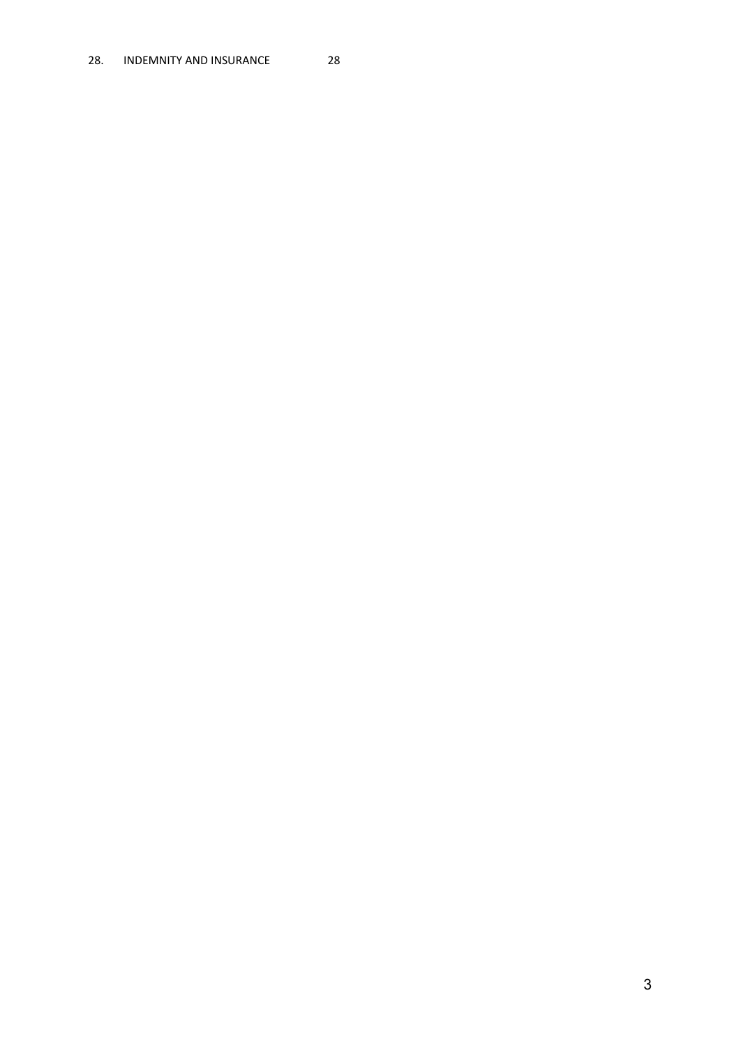| | | |
|---|---|---|
| 28. | INDEMNITY AND INSURANCE | 28 |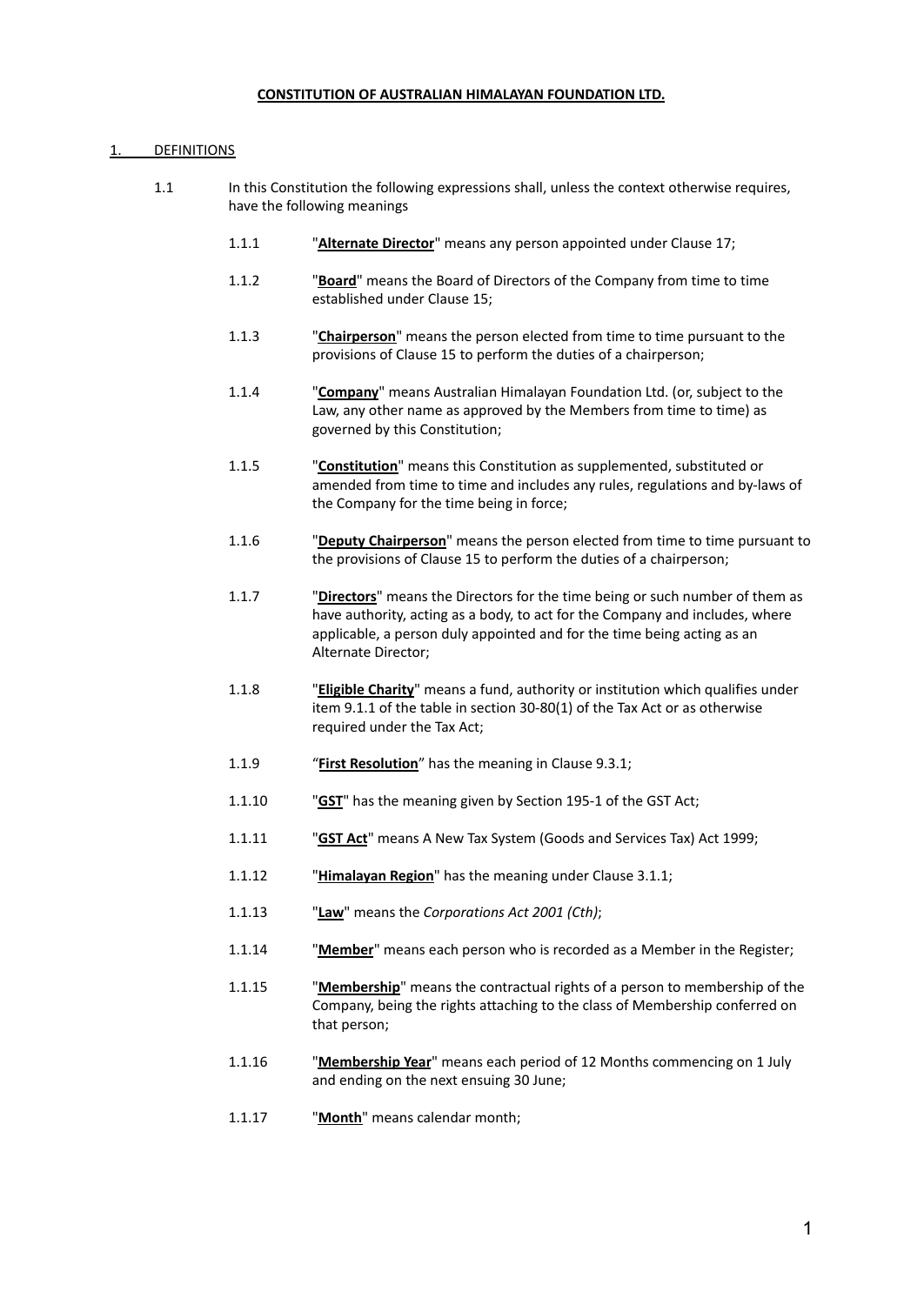**CONSTITUTION OF AUSTRALIAN HIMALAYAN FOUNDATION LTD.**

1. DEFINITIONS

1.1 In this Constitution the following expressions shall, unless the context otherwise requires, have the following meanings

1.1.1 "**Alternate Director**" means any person appointed under Clause 17;

1.1.2 "**Board**" means the Board of Directors of the Company from time to time established under Clause 15;

1.1.3 "**Chairperson**" means the person elected from time to time pursuant to the provisions of Clause 15 to perform the duties of a chairperson;

1.1.4 "**Company**" means Australian Himalayan Foundation Ltd. (or, subject to the Law, any other name as approved by the Members from time to time) as governed by this Constitution;

1.1.5 "**Constitution**" means this Constitution as supplemented, substituted or amended from time to time and includes any rules, regulations and by-laws of the Company for the time being in force;

1.1.6 "**Deputy Chairperson**" means the person elected from time to time pursuant to the provisions of Clause 15 to perform the duties of a chairperson;

1.1.7 "**Directors**" means the Directors for the time being or such number of them as have authority, acting as a body, to act for the Company and includes, where applicable, a person duly appointed and for the time being acting as an Alternate Director;

1.1.8 "**Eligible Charity**" means a fund, authority or institution which qualifies under item 9.1.1 of the table in section 30-80(1) of the Tax Act or as otherwise required under the Tax Act;

1.1.9 "**First Resolution**" has the meaning in Clause 9.3.1;

1.1.10 "**GST**" has the meaning given by Section 195-1 of the GST Act;

1.1.11 "**GST Act**" means A New Tax System (Goods and Services Tax) Act 1999;

1.1.12 "**Himalayan Region**" has the meaning under Clause 3.1.1;

1.1.13 "**Law**" means the *Corporations Act 2001 (Cth)*;

1.1.14 "**Member**" means each person who is recorded as a Member in the Register;

1.1.15 "**Membership**" means the contractual rights of a person to membership of the Company, being the rights attaching to the class of Membership conferred on that person;

1.1.16 "**Membership Year**" means each period of 12 Months commencing on 1 July and ending on the next ensuing 30 June;

1.1.17 "**Month**" means calendar month;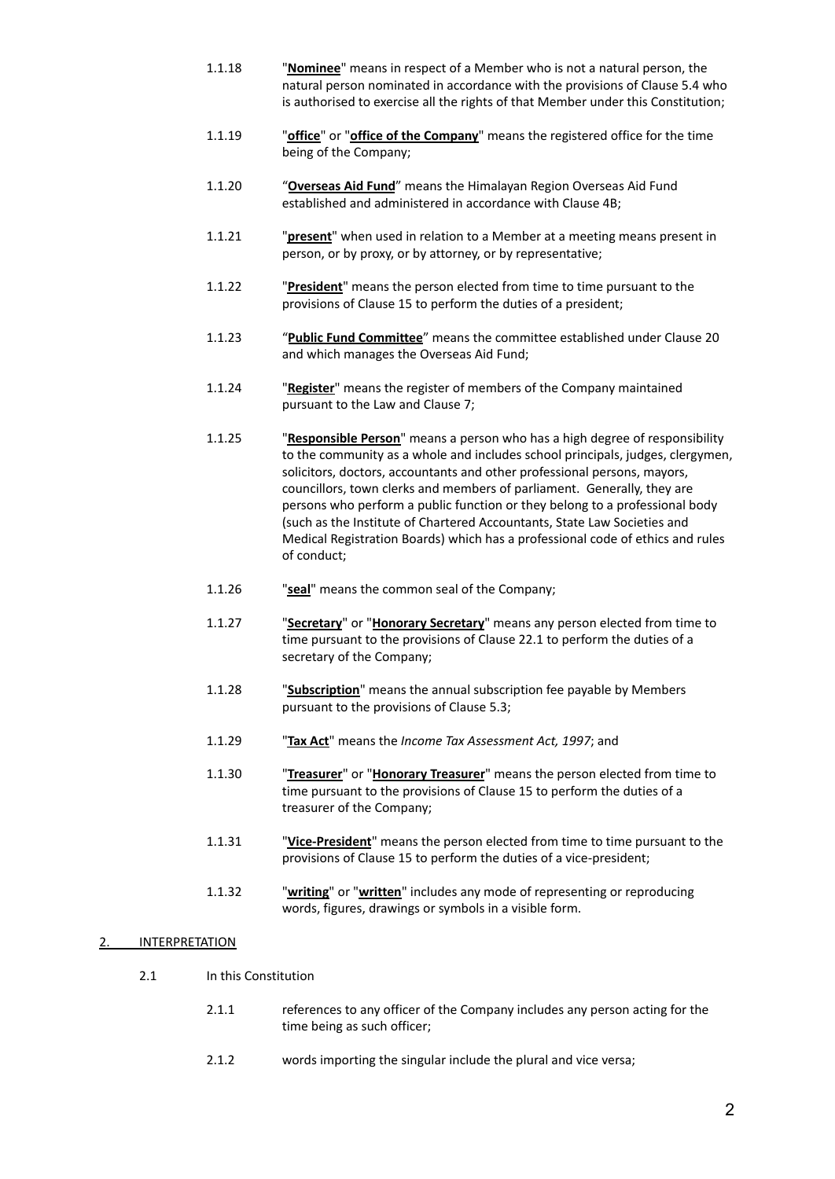1.1.18 "**Nominee**" means in respect of a Member who is not a natural person, the natural person nominated in accordance with the provisions of Clause 5.4 who is authorised to exercise all the rights of that Member under this Constitution;

1.1.19 "**office**" or "**office of the Company**" means the registered office for the time being of the Company;

1.1.20 "**Overseas Aid Fund**" means the Himalayan Region Overseas Aid Fund established and administered in accordance with Clause 4B;

1.1.21 "**present**" when used in relation to a Member at a meeting means present in person, or by proxy, or by attorney, or by representative;

1.1.22 "**President**" means the person elected from time to time pursuant to the provisions of Clause 15 to perform the duties of a president;

1.1.23 "**Public Fund Committee**" means the committee established under Clause 20 and which manages the Overseas Aid Fund;

1.1.24 "**Register**" means the register of members of the Company maintained pursuant to the Law and Clause 7;

1.1.25 "**Responsible Person**" means a person who has a high degree of responsibility to the community as a whole and includes school principals, judges, clergymen, solicitors, doctors, accountants and other professional persons, mayors, councillors, town clerks and members of parliament. Generally, they are persons who perform a public function or they belong to a professional body (such as the Institute of Chartered Accountants, State Law Societies and Medical Registration Boards) which has a professional code of ethics and rules of conduct;

1.1.26 "**seal**" means the common seal of the Company;

1.1.27 "**Secretary**" or "**Honorary Secretary**" means any person elected from time to time pursuant to the provisions of Clause 22.1 to perform the duties of a secretary of the Company;

1.1.28 "**Subscription**" means the annual subscription fee payable by Members pursuant to the provisions of Clause 5.3;

1.1.29 "**Tax Act**" means the *Income Tax Assessment Act, 1997*; and

1.1.30 "**Treasurer**" or "**Honorary Treasurer**" means the person elected from time to time pursuant to the provisions of Clause 15 to perform the duties of a treasurer of the Company;

1.1.31 "**Vice-President**" means the person elected from time to time pursuant to the provisions of Clause 15 to perform the duties of a vice-president;

1.1.32 "**writing**" or "**written**" includes any mode of representing or reproducing words, figures, drawings or symbols in a visible form.

## 2. INTERPRETATION

2.1 In this Constitution

2.1.1 references to any officer of the Company includes any person acting for the time being as such officer;

2.1.2 words importing the singular include the plural and vice versa;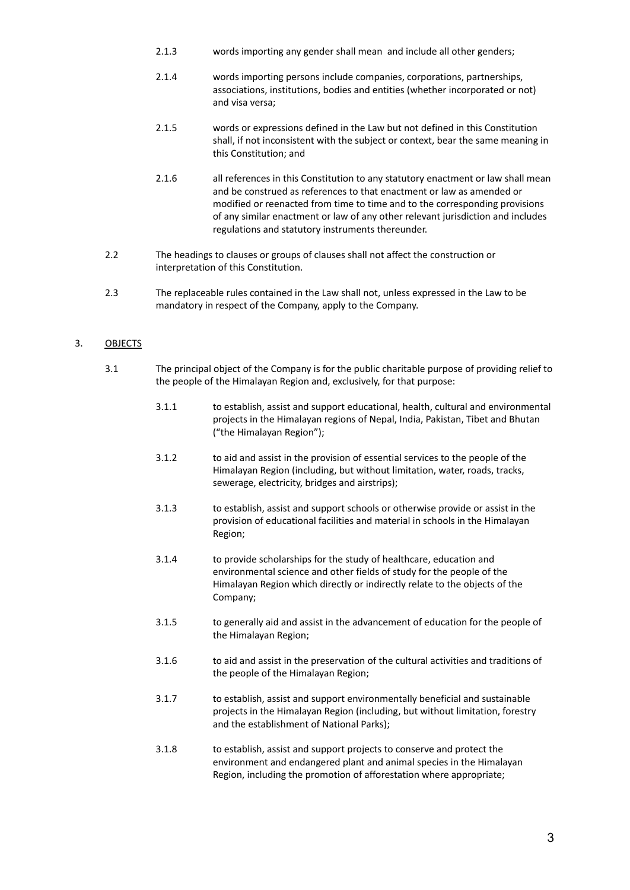2.1.3 words importing any gender shall mean and include all other genders;

2.1.4 words importing persons include companies, corporations, partnerships, associations, institutions, bodies and entities (whether incorporated or not) and visa versa;

2.1.5 words or expressions defined in the Law but not defined in this Constitution shall, if not inconsistent with the subject or context, bear the same meaning in this Constitution; and

2.1.6 all references in this Constitution to any statutory enactment or law shall mean and be construed as references to that enactment or law as amended or modified or reenacted from time to time and to the corresponding provisions of any similar enactment or law of any other relevant jurisdiction and includes regulations and statutory instruments thereunder.

2.2 The headings to clauses or groups of clauses shall not affect the construction or interpretation of this Constitution.

2.3 The replaceable rules contained in the Law shall not, unless expressed in the Law to be mandatory in respect of the Company, apply to the Company.

## 3. OBJECTS

3.1 The principal object of the Company is for the public charitable purpose of providing relief to the people of the Himalayan Region and, exclusively, for that purpose:

3.1.1 to establish, assist and support educational, health, cultural and environmental projects in the Himalayan regions of Nepal, India, Pakistan, Tibet and Bhutan ("the Himalayan Region");

3.1.2 to aid and assist in the provision of essential services to the people of the Himalayan Region (including, but without limitation, water, roads, tracks, sewerage, electricity, bridges and airstrips);

3.1.3 to establish, assist and support schools or otherwise provide or assist in the provision of educational facilities and material in schools in the Himalayan Region;

3.1.4 to provide scholarships for the study of healthcare, education and environmental science and other fields of study for the people of the Himalayan Region which directly or indirectly relate to the objects of the Company;

3.1.5 to generally aid and assist in the advancement of education for the people of the Himalayan Region;

3.1.6 to aid and assist in the preservation of the cultural activities and traditions of the people of the Himalayan Region;

3.1.7 to establish, assist and support environmentally beneficial and sustainable projects in the Himalayan Region (including, but without limitation, forestry and the establishment of National Parks);

3.1.8 to establish, assist and support projects to conserve and protect the environment and endangered plant and animal species in the Himalayan Region, including the promotion of afforestation where appropriate;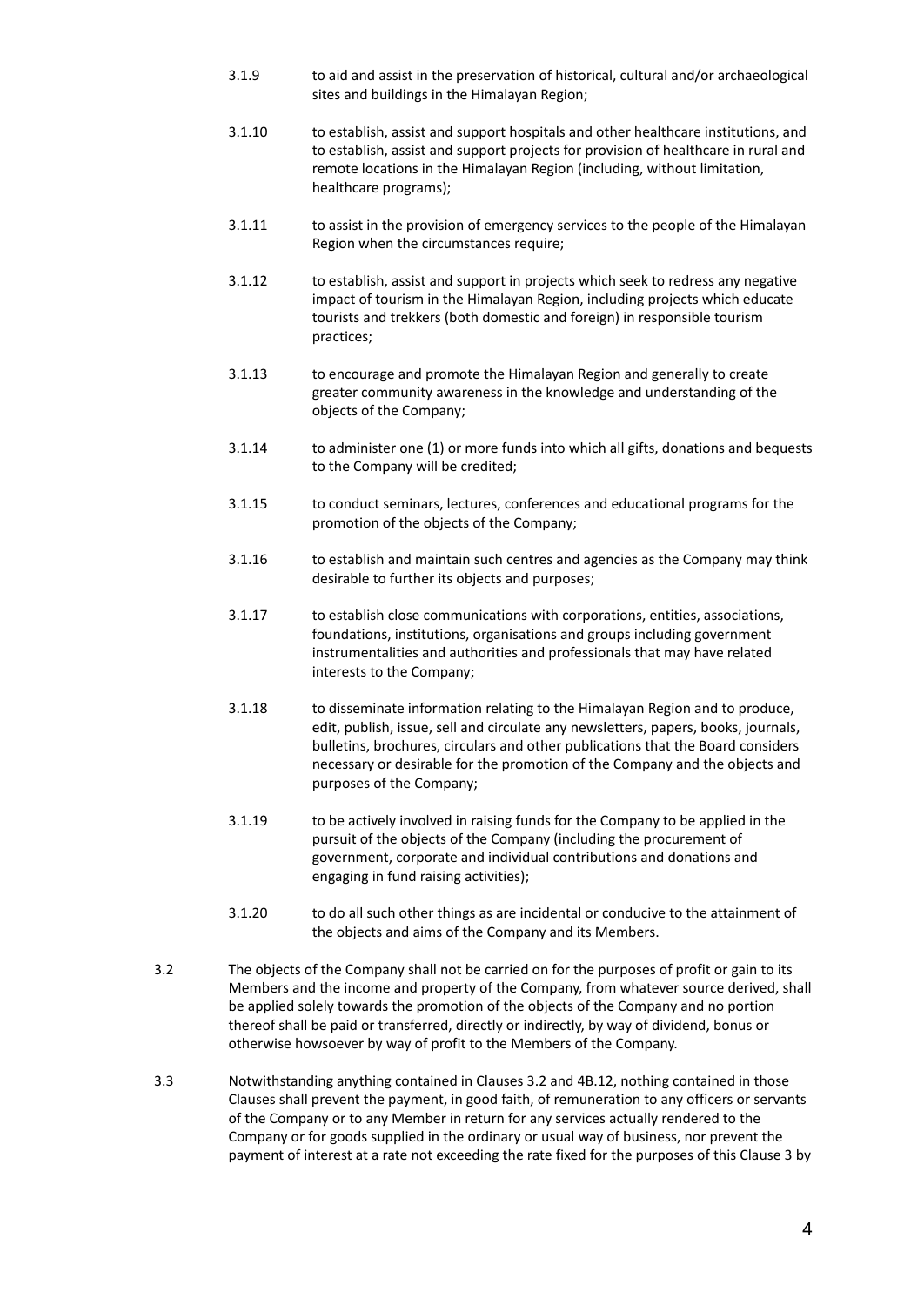3.1.9 to aid and assist in the preservation of historical, cultural and/or archaeological sites and buildings in the Himalayan Region;

3.1.10 to establish, assist and support hospitals and other healthcare institutions, and to establish, assist and support projects for provision of healthcare in rural and remote locations in the Himalayan Region (including, without limitation, healthcare programs);

3.1.11 to assist in the provision of emergency services to the people of the Himalayan Region when the circumstances require;

3.1.12 to establish, assist and support in projects which seek to redress any negative impact of tourism in the Himalayan Region, including projects which educate tourists and trekkers (both domestic and foreign) in responsible tourism practices;

3.1.13 to encourage and promote the Himalayan Region and generally to create greater community awareness in the knowledge and understanding of the objects of the Company;

3.1.14 to administer one (1) or more funds into which all gifts, donations and bequests to the Company will be credited;

3.1.15 to conduct seminars, lectures, conferences and educational programs for the promotion of the objects of the Company;

3.1.16 to establish and maintain such centres and agencies as the Company may think desirable to further its objects and purposes;

3.1.17 to establish close communications with corporations, entities, associations, foundations, institutions, organisations and groups including government instrumentalities and authorities and professionals that may have related interests to the Company;

3.1.18 to disseminate information relating to the Himalayan Region and to produce, edit, publish, issue, sell and circulate any newsletters, papers, books, journals, bulletins, brochures, circulars and other publications that the Board considers necessary or desirable for the promotion of the Company and the objects and purposes of the Company;

3.1.19 to be actively involved in raising funds for the Company to be applied in the pursuit of the objects of the Company (including the procurement of government, corporate and individual contributions and donations and engaging in fund raising activities);

3.1.20 to do all such other things as are incidental or conducive to the attainment of the objects and aims of the Company and its Members.

3.2 The objects of the Company shall not be carried on for the purposes of profit or gain to its Members and the income and property of the Company, from whatever source derived, shall be applied solely towards the promotion of the objects of the Company and no portion thereof shall be paid or transferred, directly or indirectly, by way of dividend, bonus or otherwise howsoever by way of profit to the Members of the Company.

3.3 Notwithstanding anything contained in Clauses 3.2 and 4B.12, nothing contained in those Clauses shall prevent the payment, in good faith, of remuneration to any officers or servants of the Company or to any Member in return for any services actually rendered to the Company or for goods supplied in the ordinary or usual way of business, nor prevent the payment of interest at a rate not exceeding the rate fixed for the purposes of this Clause 3 by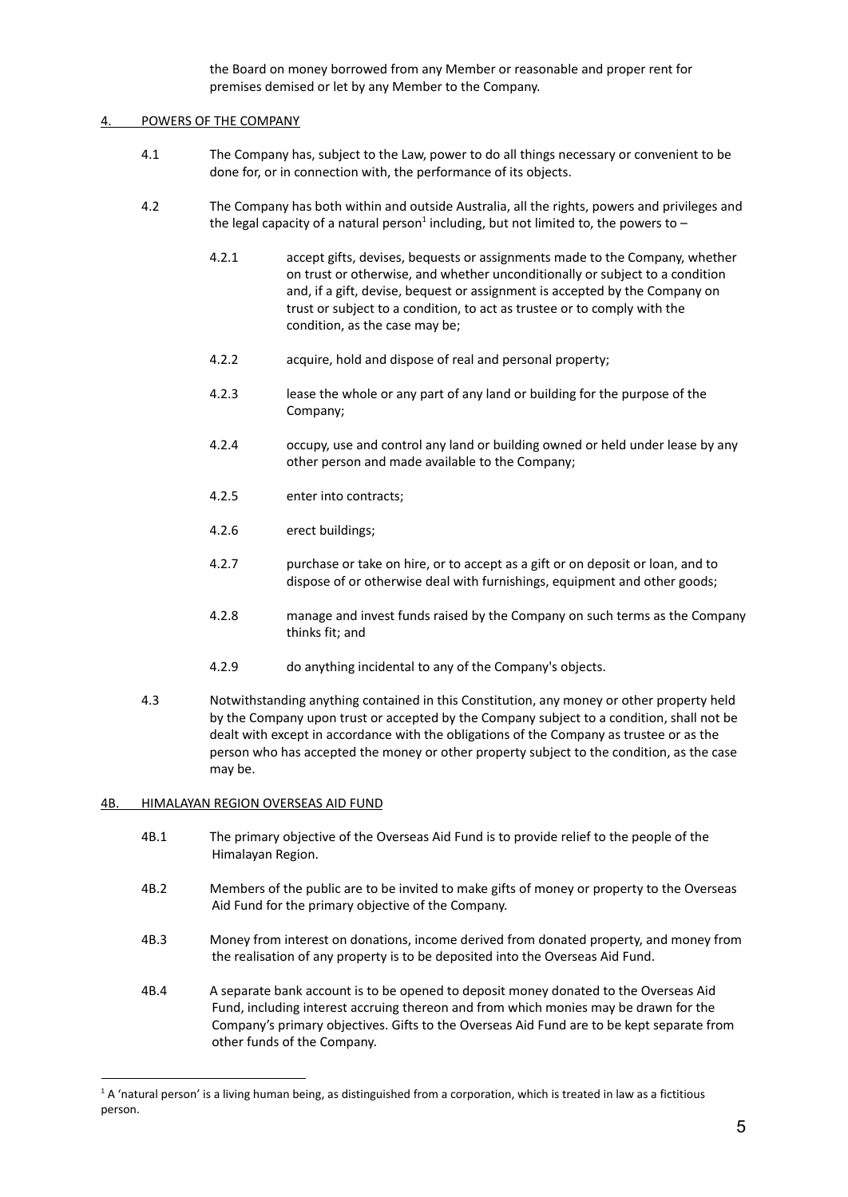the Board on money borrowed from any Member or reasonable and proper rent for premises demised or let by any Member to the Company.

## 4. POWERS OF THE COMPANY

4.1 The Company has, subject to the Law, power to do all things necessary or convenient to be done for, or in connection with, the performance of its objects.

4.2 The Company has both within and outside Australia, all the rights, powers and privileges and the legal capacity of a natural person[1] including, but not limited to, the powers to –

- 4.2.1 accept gifts, devises, bequests or assignments made to the Company, whether on trust or otherwise, and whether unconditionally or subject to a condition and, if a gift, devise, bequest or assignment is accepted by the Company on trust or subject to a condition, to act as trustee or to comply with the condition, as the case may be;
- 4.2.2 acquire, hold and dispose of real and personal property;
- 4.2.3 lease the whole or any part of any land or building for the purpose of the Company;
- 4.2.4 occupy, use and control any land or building owned or held under lease by any other person and made available to the Company;
- 4.2.5 enter into contracts;
- 4.2.6 erect buildings;
- 4.2.7 purchase or take on hire, or to accept as a gift or on deposit or loan, and to dispose of or otherwise deal with furnishings, equipment and other goods;
- 4.2.8 manage and invest funds raised by the Company on such terms as the Company thinks fit; and
- 4.2.9 do anything incidental to any of the Company's objects.

4.3 Notwithstanding anything contained in this Constitution, any money or other property held by the Company upon trust or accepted by the Company subject to a condition, shall not be dealt with except in accordance with the obligations of the Company as trustee or as the person who has accepted the money or other property subject to the condition, as the case may be.

## 4B. HIMALAYAN REGION OVERSEAS AID FUND

4B.1 The primary objective of the Overseas Aid Fund is to provide relief to the people of the Himalayan Region.

4B.2 Members of the public are to be invited to make gifts of money or property to the Overseas Aid Fund for the primary objective of the Company.

4B.3 Money from interest on donations, income derived from donated property, and money from the realisation of any property is to be deposited into the Overseas Aid Fund.

4B.4 A separate bank account is to be opened to deposit money donated to the Overseas Aid Fund, including interest accruing thereon and from which monies may be drawn for the Company's primary objectives. Gifts to the Overseas Aid Fund are to be kept separate from other funds of the Company.

---

[1] A 'natural person' is a living human being, as distinguished from a corporation, which is treated in law as a fictitious person.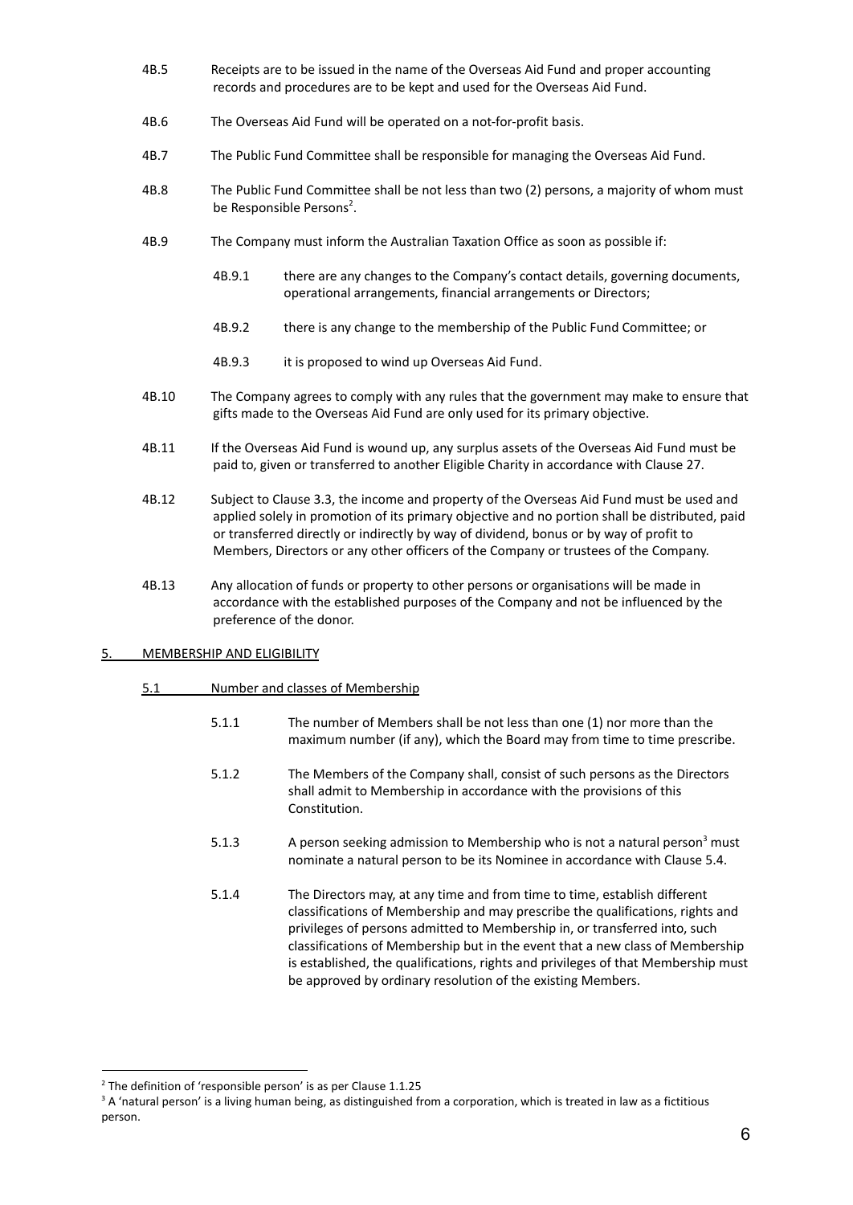4B.5 Receipts are to be issued in the name of the Overseas Aid Fund and proper accounting records and procedures are to be kept and used for the Overseas Aid Fund.

4B.6 The Overseas Aid Fund will be operated on a not-for-profit basis.

4B.7 The Public Fund Committee shall be responsible for managing the Overseas Aid Fund.

4B.8 The Public Fund Committee shall be not less than two (2) persons, a majority of whom must be Responsible Persons[2].

4B.9 The Company must inform the Australian Taxation Office as soon as possible if:

- 4B.9.1 there are any changes to the Company's contact details, governing documents, operational arrangements, financial arrangements or Directors;
- 4B.9.2 there is any change to the membership of the Public Fund Committee; or
- 4B.9.3 it is proposed to wind up Overseas Aid Fund.

4B.10 The Company agrees to comply with any rules that the government may make to ensure that gifts made to the Overseas Aid Fund are only used for its primary objective.

4B.11 If the Overseas Aid Fund is wound up, any surplus assets of the Overseas Aid Fund must be paid to, given or transferred to another Eligible Charity in accordance with Clause 27.

4B.12 Subject to Clause 3.3, the income and property of the Overseas Aid Fund must be used and applied solely in promotion of its primary objective and no portion shall be distributed, paid or transferred directly or indirectly by way of dividend, bonus or by way of profit to Members, Directors or any other officers of the Company or trustees of the Company.

4B.13 Any allocation of funds or property to other persons or organisations will be made in accordance with the established purposes of the Company and not be influenced by the preference of the donor.

## 5. MEMBERSHIP AND ELIGIBILITY

### 5.1 Number and classes of Membership

5.1.1 The number of Members shall be not less than one (1) nor more than the maximum number (if any), which the Board may from time to time prescribe.

5.1.2 The Members of the Company shall, consist of such persons as the Directors shall admit to Membership in accordance with the provisions of this Constitution.

5.1.3 A person seeking admission to Membership who is not a natural person[3] must nominate a natural person to be its Nominee in accordance with Clause 5.4.

5.1.4 The Directors may, at any time and from time to time, establish different classifications of Membership and may prescribe the qualifications, rights and privileges of persons admitted to Membership in, or transferred into, such classifications of Membership but in the event that a new class of Membership is established, the qualifications, rights and privileges of that Membership must be approved by ordinary resolution of the existing Members.

---

[2] The definition of 'responsible person' is as per Clause 1.1.25

[3] A 'natural person' is a living human being, as distinguished from a corporation, which is treated in law as a fictitious person.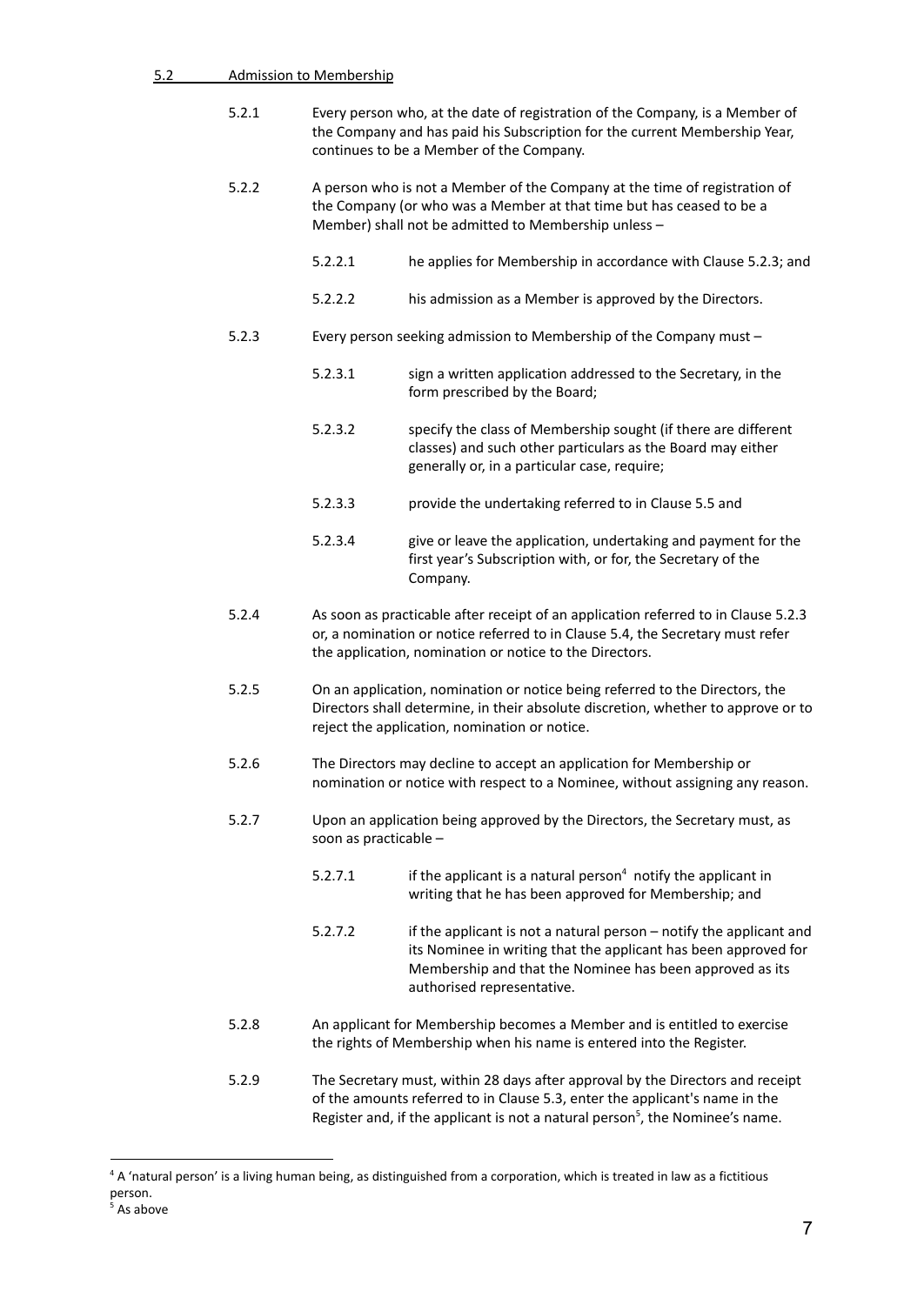## 5.2 Admission to Membership

5.2.1 Every person who, at the date of registration of the Company, is a Member of the Company and has paid his Subscription for the current Membership Year, continues to be a Member of the Company.

5.2.2 A person who is not a Member of the Company at the time of registration of the Company (or who was a Member at that time but has ceased to be a Member) shall not be admitted to Membership unless –

5.2.2.1 he applies for Membership in accordance with Clause 5.2.3; and

5.2.2.2 his admission as a Member is approved by the Directors.

5.2.3 Every person seeking admission to Membership of the Company must –

5.2.3.1 sign a written application addressed to the Secretary, in the form prescribed by the Board;

5.2.3.2 specify the class of Membership sought (if there are different classes) and such other particulars as the Board may either generally or, in a particular case, require;

5.2.3.3 provide the undertaking referred to in Clause 5.5 and

5.2.3.4 give or leave the application, undertaking and payment for the first year's Subscription with, or for, the Secretary of the Company.

5.2.4 As soon as practicable after receipt of an application referred to in Clause 5.2.3 or, a nomination or notice referred to in Clause 5.4, the Secretary must refer the application, nomination or notice to the Directors.

5.2.5 On an application, nomination or notice being referred to the Directors, the Directors shall determine, in their absolute discretion, whether to approve or to reject the application, nomination or notice.

5.2.6 The Directors may decline to accept an application for Membership or nomination or notice with respect to a Nominee, without assigning any reason.

5.2.7 Upon an application being approved by the Directors, the Secretary must, as soon as practicable –

5.2.7.1 if the applicant is a natural person[4] notify the applicant in writing that he has been approved for Membership; and

5.2.7.2 if the applicant is not a natural person – notify the applicant and its Nominee in writing that the applicant has been approved for Membership and that the Nominee has been approved as its authorised representative.

5.2.8 An applicant for Membership becomes a Member and is entitled to exercise the rights of Membership when his name is entered into the Register.

5.2.9 The Secretary must, within 28 days after approval by the Directors and receipt of the amounts referred to in Clause 5.3, enter the applicant's name in the Register and, if the applicant is not a natural person[5], the Nominee's name.

---

[4] A 'natural person' is a living human being, as distinguished from a corporation, which is treated in law as a fictitious person.

[5] As above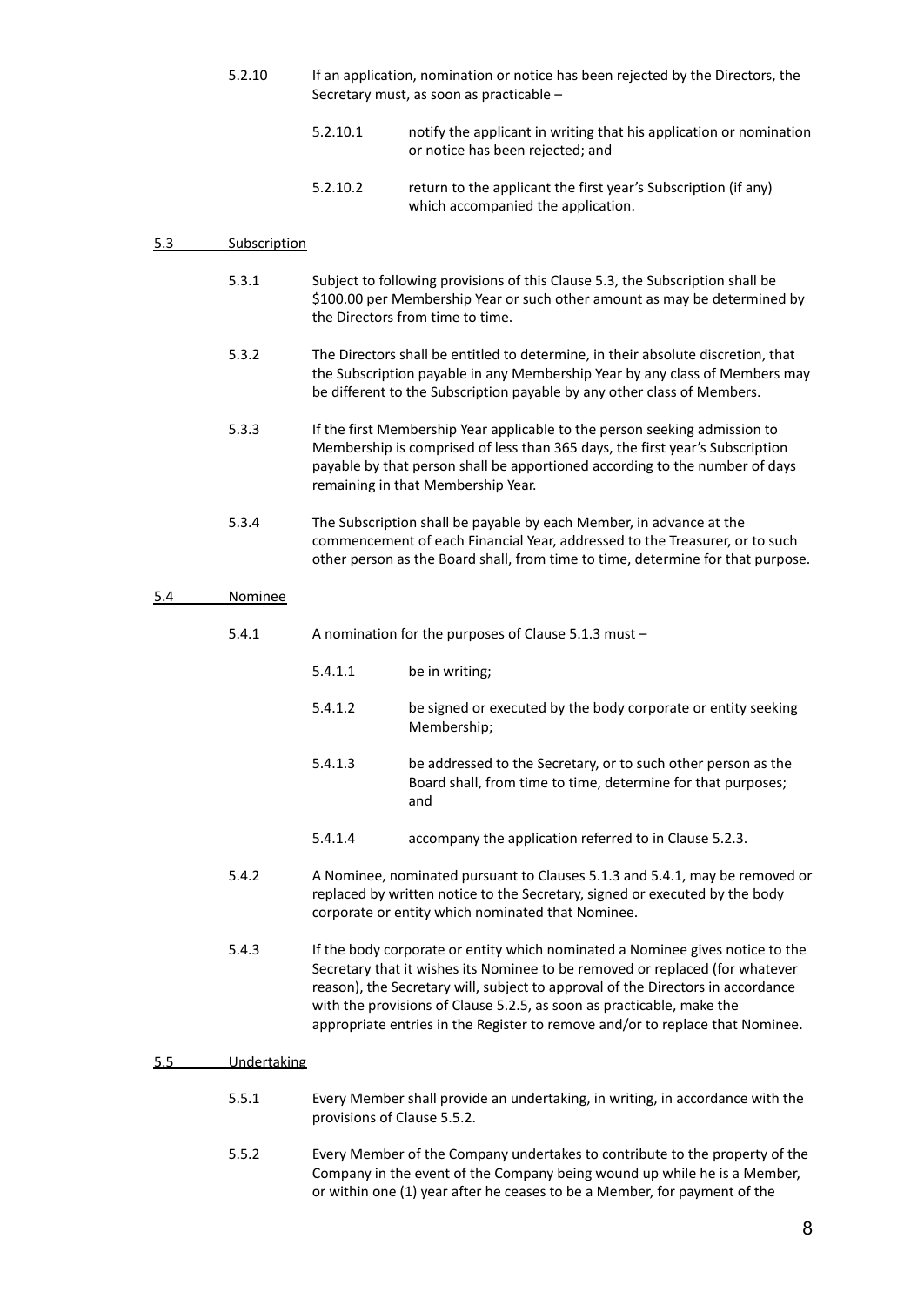5.2.10 If an application, nomination or notice has been rejected by the Directors, the Secretary must, as soon as practicable –

5.2.10.1 notify the applicant in writing that his application or nomination or notice has been rejected; and

5.2.10.2 return to the applicant the first year's Subscription (if any) which accompanied the application.

## 5.3 Subscription

5.3.1 Subject to following provisions of this Clause 5.3, the Subscription shall be $100.00 per Membership Year or such other amount as may be determined by the Directors from time to time.

5.3.2 The Directors shall be entitled to determine, in their absolute discretion, that the Subscription payable in any Membership Year by any class of Members may be different to the Subscription payable by any other class of Members.

5.3.3 If the first Membership Year applicable to the person seeking admission to Membership is comprised of less than 365 days, the first year's Subscription payable by that person shall be apportioned according to the number of days remaining in that Membership Year.

5.3.4 The Subscription shall be payable by each Member, in advance at the commencement of each Financial Year, addressed to the Treasurer, or to such other person as the Board shall, from time to time, determine for that purpose.

## 5.4 Nominee

5.4.1 A nomination for the purposes of Clause 5.1.3 must –

5.4.1.1 be in writing;

5.4.1.2 be signed or executed by the body corporate or entity seeking Membership;

5.4.1.3 be addressed to the Secretary, or to such other person as the Board shall, from time to time, determine for that purposes; and

5.4.1.4 accompany the application referred to in Clause 5.2.3.

5.4.2 A Nominee, nominated pursuant to Clauses 5.1.3 and 5.4.1, may be removed or replaced by written notice to the Secretary, signed or executed by the body corporate or entity which nominated that Nominee.

5.4.3 If the body corporate or entity which nominated a Nominee gives notice to the Secretary that it wishes its Nominee to be removed or replaced (for whatever reason), the Secretary will, subject to approval of the Directors in accordance with the provisions of Clause 5.2.5, as soon as practicable, make the appropriate entries in the Register to remove and/or to replace that Nominee.

## 5.5 Undertaking

5.5.1 Every Member shall provide an undertaking, in writing, in accordance with the provisions of Clause 5.5.2.

5.5.2 Every Member of the Company undertakes to contribute to the property of the Company in the event of the Company being wound up while he is a Member, or within one (1) year after he ceases to be a Member, for payment of the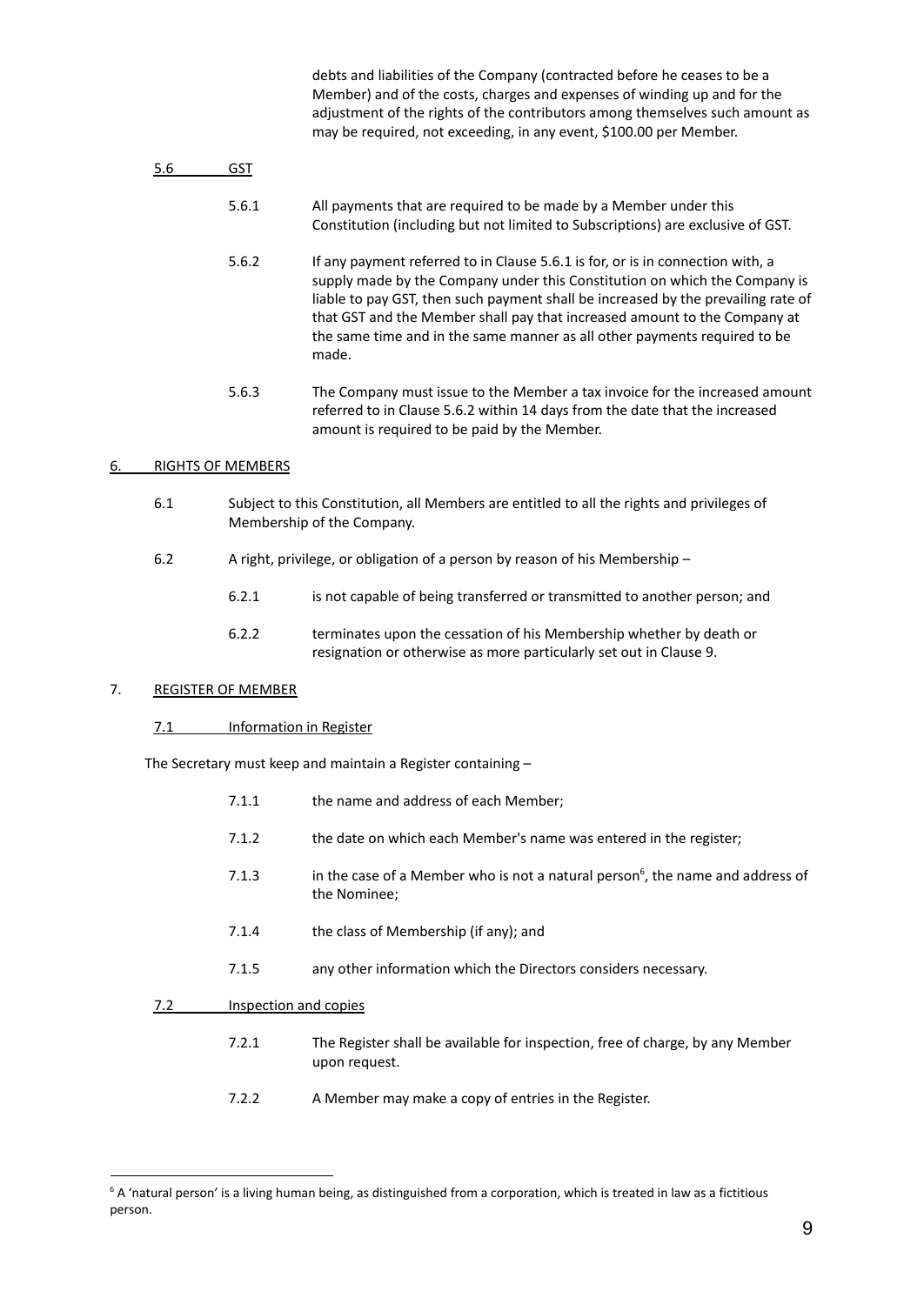debts and liabilities of the Company (contracted before he ceases to be a Member) and of the costs, charges and expenses of winding up and for the adjustment of the rights of the contributors among themselves such amount as may be required, not exceeding, in any event, $100.00 per Member.

5.6 GST

5.6.1 All payments that are required to be made by a Member under this Constitution (including but not limited to Subscriptions) are exclusive of GST.

5.6.2 If any payment referred to in Clause 5.6.1 is for, or is in connection with, a supply made by the Company under this Constitution on which the Company is liable to pay GST, then such payment shall be increased by the prevailing rate of that GST and the Member shall pay that increased amount to the Company at the same time and in the same manner as all other payments required to be made.

5.6.3 The Company must issue to the Member a tax invoice for the increased amount referred to in Clause 5.6.2 within 14 days from the date that the increased amount is required to be paid by the Member.

## 6. RIGHTS OF MEMBERS

6.1 Subject to this Constitution, all Members are entitled to all the rights and privileges of Membership of the Company.

6.2 A right, privilege, or obligation of a person by reason of his Membership –

6.2.1 is not capable of being transferred or transmitted to another person; and

6.2.2 terminates upon the cessation of his Membership whether by death or resignation or otherwise as more particularly set out in Clause 9.

## 7. REGISTER OF MEMBER

7.1 Information in Register

The Secretary must keep and maintain a Register containing –

7.1.1 the name and address of each Member;

7.1.2 the date on which each Member's name was entered in the register;

7.1.3 in the case of a Member who is not a natural person[6], the name and address of the Nominee;

7.1.4 the class of Membership (if any); and

7.1.5 any other information which the Directors considers necessary.

7.2 Inspection and copies

7.2.1 The Register shall be available for inspection, free of charge, by any Member upon request.

7.2.2 A Member may make a copy of entries in the Register.

[6] A 'natural person' is a living human being, as distinguished from a corporation, which is treated in law as a fictitious person.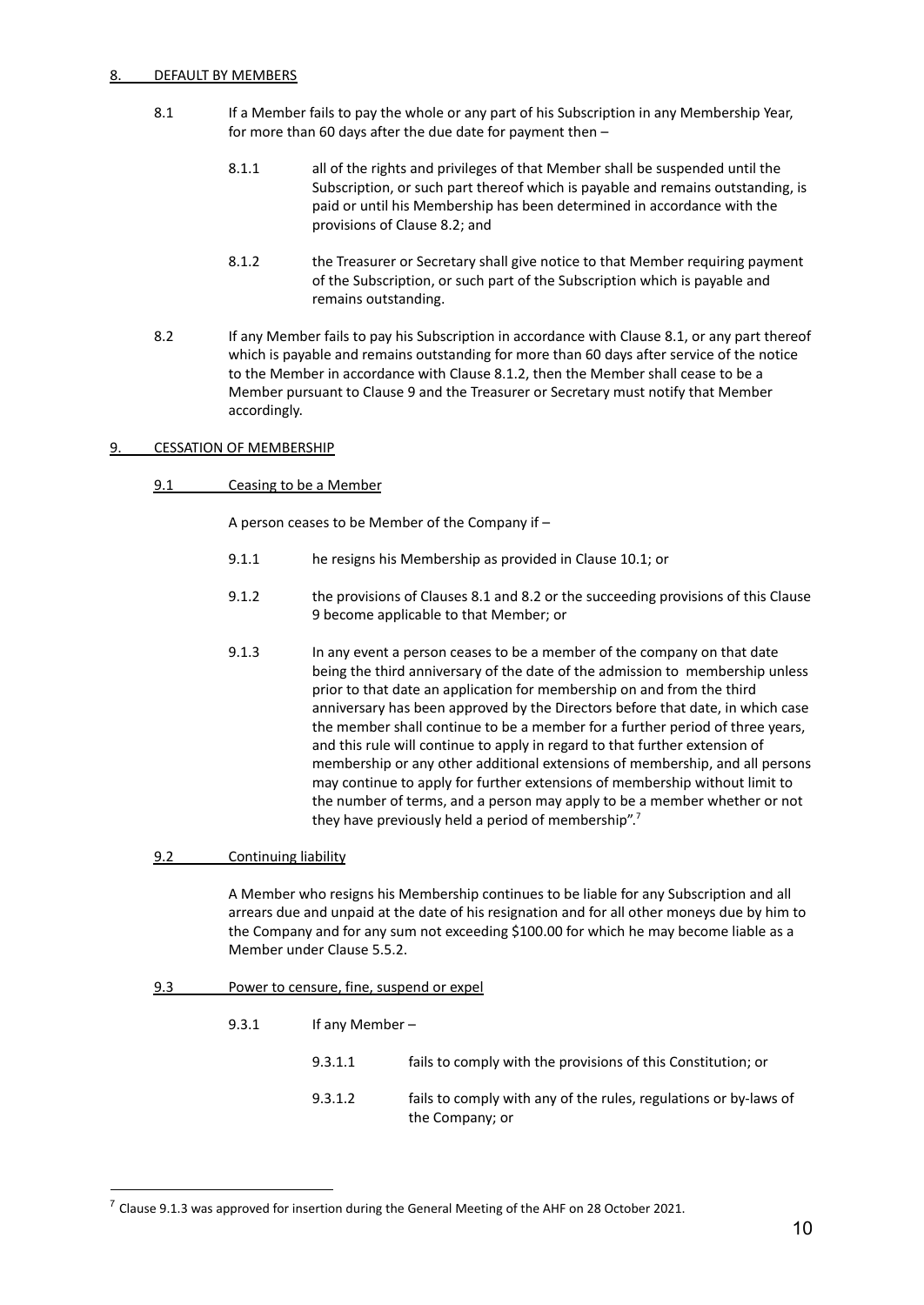## 8. DEFAULT BY MEMBERS

8.1 If a Member fails to pay the whole or any part of his Subscription in any Membership Year, for more than 60 days after the due date for payment then –

8.1.1 all of the rights and privileges of that Member shall be suspended until the Subscription, or such part thereof which is payable and remains outstanding, is paid or until his Membership has been determined in accordance with the provisions of Clause 8.2; and

8.1.2 the Treasurer or Secretary shall give notice to that Member requiring payment of the Subscription, or such part of the Subscription which is payable and remains outstanding.

8.2 If any Member fails to pay his Subscription in accordance with Clause 8.1, or any part thereof which is payable and remains outstanding for more than 60 days after service of the notice to the Member in accordance with Clause 8.1.2, then the Member shall cease to be a Member pursuant to Clause 9 and the Treasurer or Secretary must notify that Member accordingly.

## 9. CESSATION OF MEMBERSHIP

### 9.1 Ceasing to be a Member

A person ceases to be Member of the Company if –

9.1.1 he resigns his Membership as provided in Clause 10.1; or

9.1.2 the provisions of Clauses 8.1 and 8.2 or the succeeding provisions of this Clause 9 become applicable to that Member; or

9.1.3 In any event a person ceases to be a member of the company on that date being the third anniversary of the date of the admission to membership unless prior to that date an application for membership on and from the third anniversary has been approved by the Directors before that date, in which case the member shall continue to be a member for a further period of three years, and this rule will continue to apply in regard to that further extension of membership or any other additional extensions of membership, and all persons may continue to apply for further extensions of membership without limit to the number of terms, and a person may apply to be a member whether or not they have previously held a period of membership".[7]

### 9.2 Continuing liability

A Member who resigns his Membership continues to be liable for any Subscription and all arrears due and unpaid at the date of his resignation and for all other moneys due by him to the Company and for any sum not exceeding $100.00 for which he may become liable as a Member under Clause 5.5.2.

### 9.3 Power to censure, fine, suspend or expel

9.3.1 If any Member –

9.3.1.1 fails to comply with the provisions of this Constitution; or

9.3.1.2 fails to comply with any of the rules, regulations or by-laws of the Company; or

---

[7] Clause 9.1.3 was approved for insertion during the General Meeting of the AHF on 28 October 2021.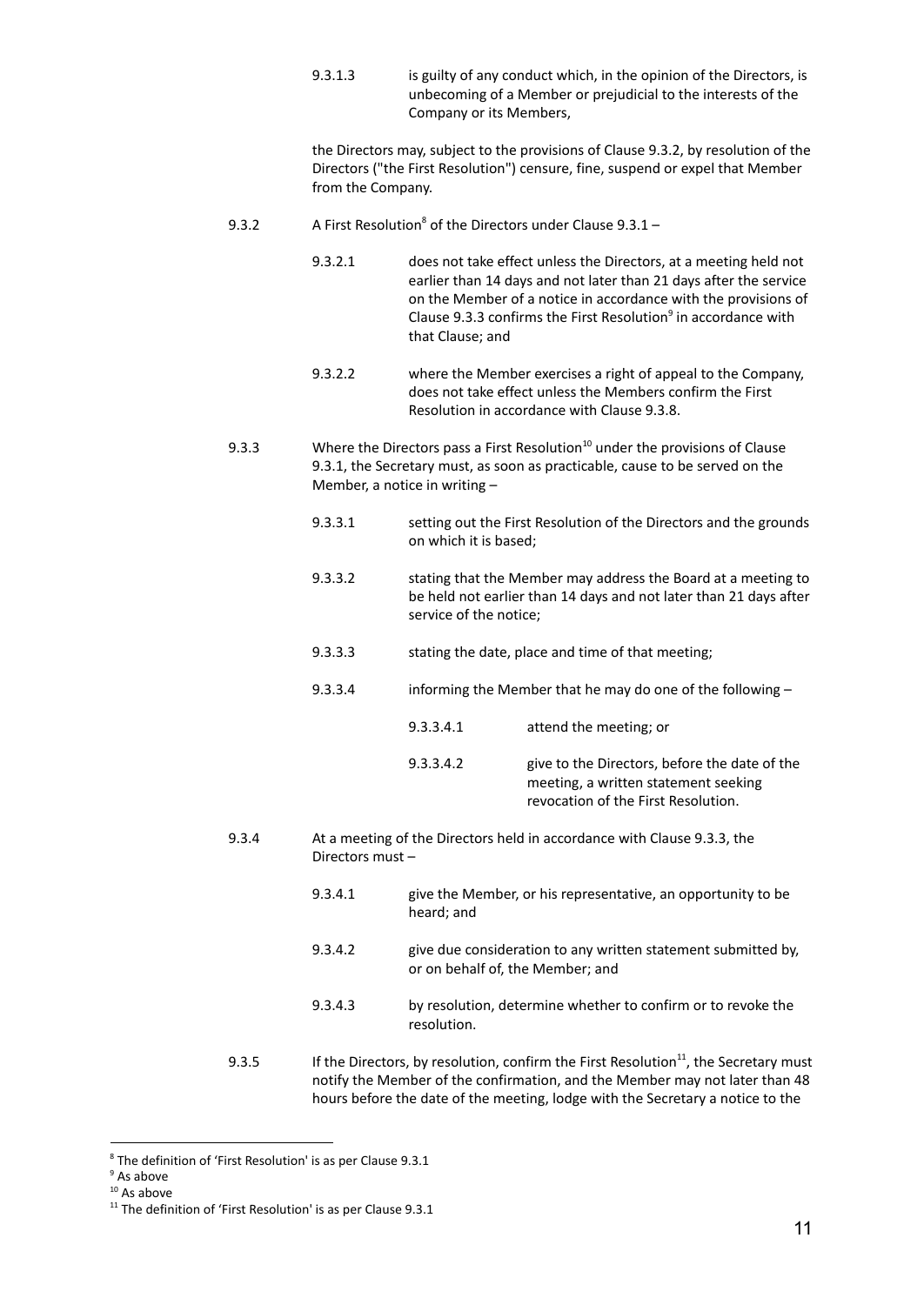9.3.1.3 is guilty of any conduct which, in the opinion of the Directors, is unbecoming of a Member or prejudicial to the interests of the Company or its Members,

the Directors may, subject to the provisions of Clause 9.3.2, by resolution of the Directors ("the First Resolution") censure, fine, suspend or expel that Member from the Company.

9.3.2 A First Resolution[8] of the Directors under Clause 9.3.1 –

9.3.2.1 does not take effect unless the Directors, at a meeting held not earlier than 14 days and not later than 21 days after the service on the Member of a notice in accordance with the provisions of Clause 9.3.3 confirms the First Resolution[9] in accordance with that Clause; and

9.3.2.2 where the Member exercises a right of appeal to the Company, does not take effect unless the Members confirm the First Resolution in accordance with Clause 9.3.8.

9.3.3 Where the Directors pass a First Resolution[10] under the provisions of Clause 9.3.1, the Secretary must, as soon as practicable, cause to be served on the Member, a notice in writing –

9.3.3.1 setting out the First Resolution of the Directors and the grounds on which it is based;

9.3.3.2 stating that the Member may address the Board at a meeting to be held not earlier than 14 days and not later than 21 days after service of the notice;

9.3.3.3 stating the date, place and time of that meeting;

9.3.3.4 informing the Member that he may do one of the following –

9.3.3.4.1 attend the meeting; or

9.3.3.4.2 give to the Directors, before the date of the meeting, a written statement seeking revocation of the First Resolution.

9.3.4 At a meeting of the Directors held in accordance with Clause 9.3.3, the Directors must –

9.3.4.1 give the Member, or his representative, an opportunity to be heard; and

9.3.4.2 give due consideration to any written statement submitted by, or on behalf of, the Member; and

9.3.4.3 by resolution, determine whether to confirm or to revoke the resolution.

9.3.5 If the Directors, by resolution, confirm the First Resolution[11], the Secretary must notify the Member of the confirmation, and the Member may not later than 48 hours before the date of the meeting, lodge with the Secretary a notice to the

---

[8] The definition of 'First Resolution' is as per Clause 9.3.1

[9] As above

[10] As above

[11] The definition of 'First Resolution' is as per Clause 9.3.1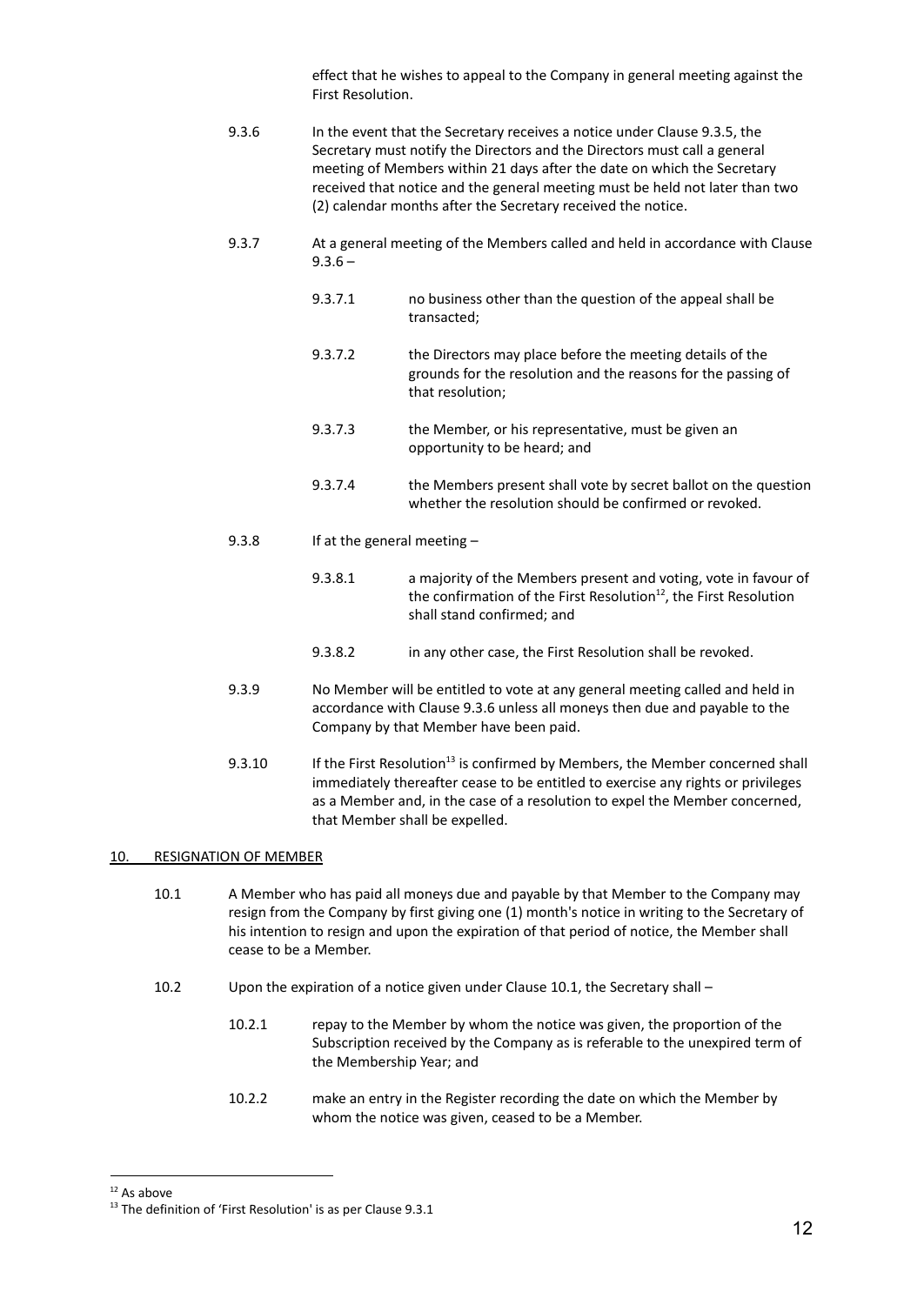effect that he wishes to appeal to the Company in general meeting against the First Resolution.

9.3.6 In the event that the Secretary receives a notice under Clause 9.3.5, the Secretary must notify the Directors and the Directors must call a general meeting of Members within 21 days after the date on which the Secretary received that notice and the general meeting must be held not later than two (2) calendar months after the Secretary received the notice.

9.3.7 At a general meeting of the Members called and held in accordance with Clause 9.3.6 –

9.3.7.1 no business other than the question of the appeal shall be transacted;

9.3.7.2 the Directors may place before the meeting details of the grounds for the resolution and the reasons for the passing of that resolution;

9.3.7.3 the Member, or his representative, must be given an opportunity to be heard; and

9.3.7.4 the Members present shall vote by secret ballot on the question whether the resolution should be confirmed or revoked.

9.3.8 If at the general meeting –

9.3.8.1 a majority of the Members present and voting, vote in favour of the confirmation of the First Resolution[12], the First Resolution shall stand confirmed; and

9.3.8.2 in any other case, the First Resolution shall be revoked.

9.3.9 No Member will be entitled to vote at any general meeting called and held in accordance with Clause 9.3.6 unless all moneys then due and payable to the Company by that Member have been paid.

9.3.10 If the First Resolution[13] is confirmed by Members, the Member concerned shall immediately thereafter cease to be entitled to exercise any rights or privileges as a Member and, in the case of a resolution to expel the Member concerned, that Member shall be expelled.

## 10. RESIGNATION OF MEMBER

10.1 A Member who has paid all moneys due and payable by that Member to the Company may resign from the Company by first giving one (1) month's notice in writing to the Secretary of his intention to resign and upon the expiration of that period of notice, the Member shall cease to be a Member.

10.2 Upon the expiration of a notice given under Clause 10.1, the Secretary shall –

10.2.1 repay to the Member by whom the notice was given, the proportion of the Subscription received by the Company as is referable to the unexpired term of the Membership Year; and

10.2.2 make an entry in the Register recording the date on which the Member by whom the notice was given, ceased to be a Member.

---

[12] As above

[13] The definition of 'First Resolution' is as per Clause 9.3.1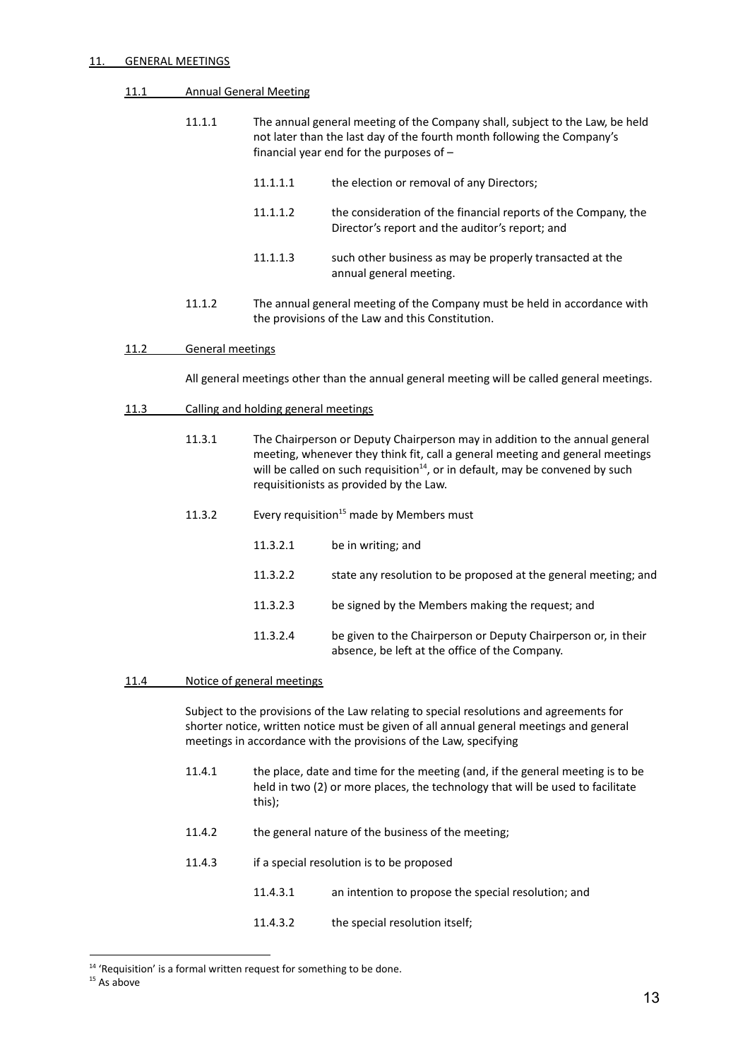## 11. GENERAL MEETINGS

### 11.1 Annual General Meeting

11.1.1 The annual general meeting of the Company shall, subject to the Law, be held not later than the last day of the fourth month following the Company's financial year end for the purposes of –

11.1.1.1 the election or removal of any Directors;

11.1.1.2 the consideration of the financial reports of the Company, the Director's report and the auditor's report; and

11.1.1.3 such other business as may be properly transacted at the annual general meeting.

11.1.2 The annual general meeting of the Company must be held in accordance with the provisions of the Law and this Constitution.

### 11.2 General meetings

All general meetings other than the annual general meeting will be called general meetings.

### 11.3 Calling and holding general meetings

11.3.1 The Chairperson or Deputy Chairperson may in addition to the annual general meeting, whenever they think fit, call a general meeting and general meetings will be called on such requisition[14], or in default, may be convened by such requisitionists as provided by the Law.

11.3.2 Every requisition[15] made by Members must

11.3.2.1 be in writing; and

11.3.2.2 state any resolution to be proposed at the general meeting; and

11.3.2.3 be signed by the Members making the request; and

11.3.2.4 be given to the Chairperson or Deputy Chairperson or, in their absence, be left at the office of the Company.

### 11.4 Notice of general meetings

Subject to the provisions of the Law relating to special resolutions and agreements for shorter notice, written notice must be given of all annual general meetings and general meetings in accordance with the provisions of the Law, specifying

11.4.1 the place, date and time for the meeting (and, if the general meeting is to be held in two (2) or more places, the technology that will be used to facilitate this);

11.4.2 the general nature of the business of the meeting;

11.4.3 if a special resolution is to be proposed

11.4.3.1 an intention to propose the special resolution; and

11.4.3.2 the special resolution itself;

---

[14] 'Requisition' is a formal written request for something to be done.

[15] As above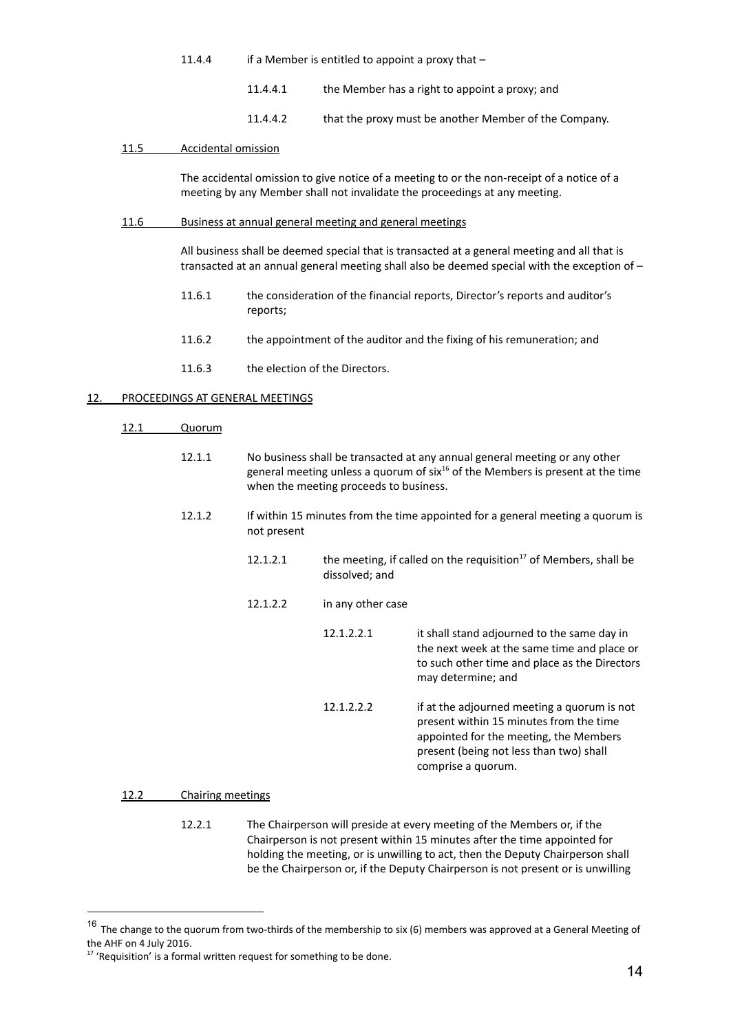11.4.4 if a Member is entitled to appoint a proxy that –

11.4.4.1 the Member has a right to appoint a proxy; and

11.4.4.2 that the proxy must be another Member of the Company.

**11.5 Accidental omission**

The accidental omission to give notice of a meeting to or the non-receipt of a notice of a meeting by any Member shall not invalidate the proceedings at any meeting.

**11.6 Business at annual general meeting and general meetings**

All business shall be deemed special that is transacted at a general meeting and all that is transacted at an annual general meeting shall also be deemed special with the exception of –

11.6.1 the consideration of the financial reports, Director's reports and auditor's reports;

11.6.2 the appointment of the auditor and the fixing of his remuneration; and

11.6.3 the election of the Directors.

## 12. PROCEEDINGS AT GENERAL MEETINGS

**12.1 Quorum**

12.1.1 No business shall be transacted at any annual general meeting or any other general meeting unless a quorum of six[16] of the Members is present at the time when the meeting proceeds to business.

12.1.2 If within 15 minutes from the time appointed for a general meeting a quorum is not present

12.1.2.1 the meeting, if called on the requisition[17] of Members, shall be dissolved; and

12.1.2.2 in any other case

12.1.2.2.1 it shall stand adjourned to the same day in the next week at the same time and place or to such other time and place as the Directors may determine; and

12.1.2.2.2 if at the adjourned meeting a quorum is not present within 15 minutes from the time appointed for the meeting, the Members present (being not less than two) shall comprise a quorum.

**12.2 Chairing meetings**

12.2.1 The Chairperson will preside at every meeting of the Members or, if the Chairperson is not present within 15 minutes after the time appointed for holding the meeting, or is unwilling to act, then the Deputy Chairperson shall be the Chairperson or, if the Deputy Chairperson is not present or is unwilling

---

[16] The change to the quorum from two-thirds of the membership to six (6) members was approved at a General Meeting of the AHF on 4 July 2016.

[17] 'Requisition' is a formal written request for something to be done.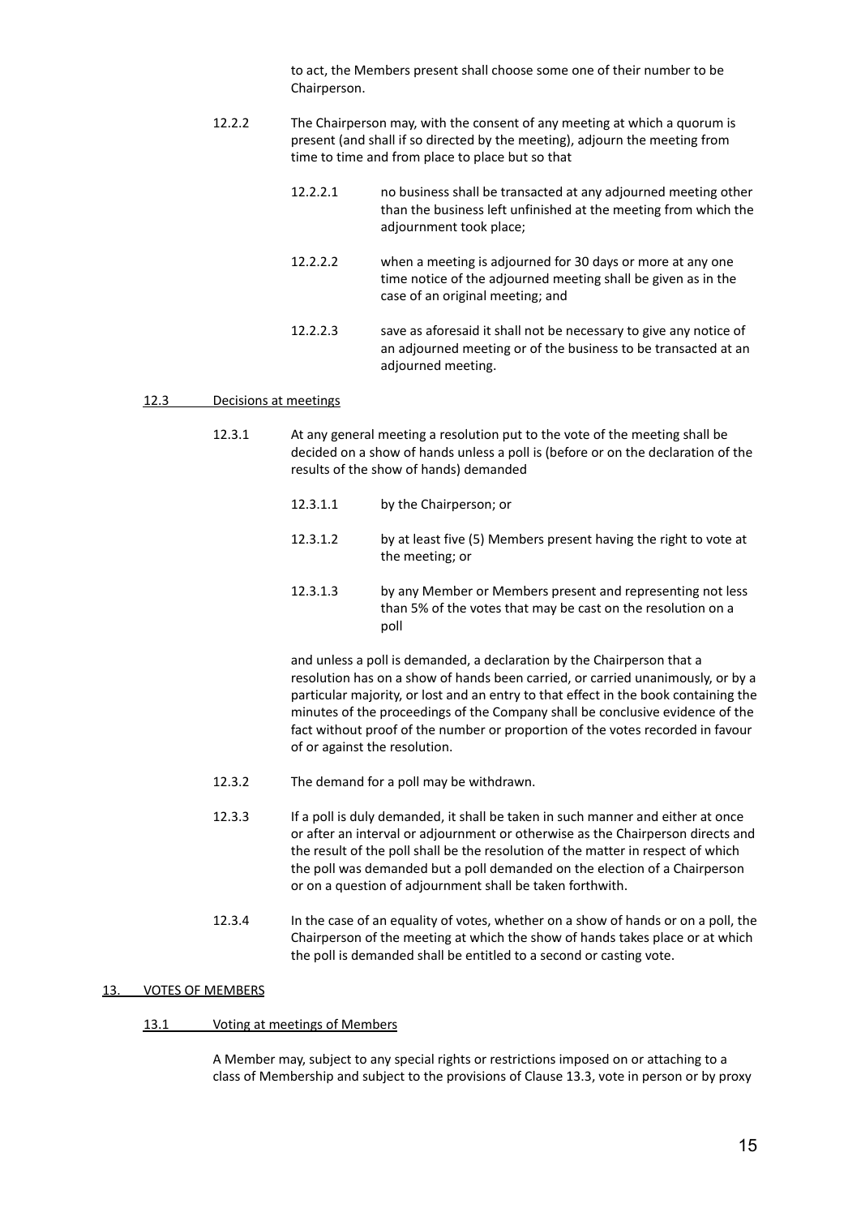to act, the Members present shall choose some one of their number to be Chairperson.

12.2.2 The Chairperson may, with the consent of any meeting at which a quorum is present (and shall if so directed by the meeting), adjourn the meeting from time to time and from place to place but so that

12.2.2.1 no business shall be transacted at any adjourned meeting other than the business left unfinished at the meeting from which the adjournment took place;

12.2.2.2 when a meeting is adjourned for 30 days or more at any one time notice of the adjourned meeting shall be given as in the case of an original meeting; and

12.2.2.3 save as aforesaid it shall not be necessary to give any notice of an adjourned meeting or of the business to be transacted at an adjourned meeting.

## 12.3 Decisions at meetings

12.3.1 At any general meeting a resolution put to the vote of the meeting shall be decided on a show of hands unless a poll is (before or on the declaration of the results of the show of hands) demanded

12.3.1.1 by the Chairperson; or

12.3.1.2 by at least five (5) Members present having the right to vote at the meeting; or

12.3.1.3 by any Member or Members present and representing not less than 5% of the votes that may be cast on the resolution on a poll

and unless a poll is demanded, a declaration by the Chairperson that a resolution has on a show of hands been carried, or carried unanimously, or by a particular majority, or lost and an entry to that effect in the book containing the minutes of the proceedings of the Company shall be conclusive evidence of the fact without proof of the number or proportion of the votes recorded in favour of or against the resolution.

12.3.2 The demand for a poll may be withdrawn.

12.3.3 If a poll is duly demanded, it shall be taken in such manner and either at once or after an interval or adjournment or otherwise as the Chairperson directs and the result of the poll shall be the resolution of the matter in respect of which the poll was demanded but a poll demanded on the election of a Chairperson or on a question of adjournment shall be taken forthwith.

12.3.4 In the case of an equality of votes, whether on a show of hands or on a poll, the Chairperson of the meeting at which the show of hands takes place or at which the poll is demanded shall be entitled to a second or casting vote.

# 13. VOTES OF MEMBERS

## 13.1 Voting at meetings of Members

A Member may, subject to any special rights or restrictions imposed on or attaching to a class of Membership and subject to the provisions of Clause 13.3, vote in person or by proxy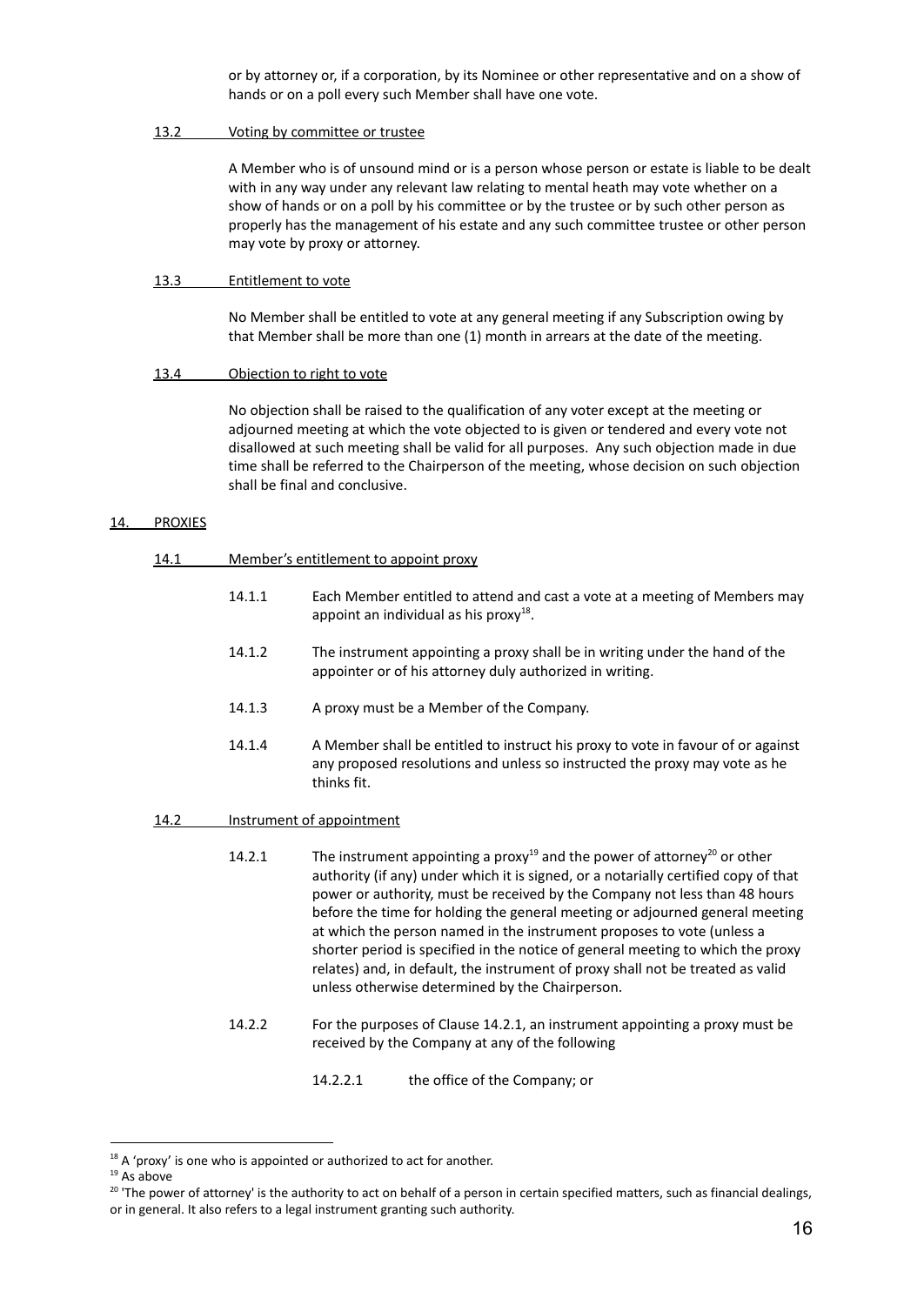or by attorney or, if a corporation, by its Nominee or other representative and on a show of hands or on a poll every such Member shall have one vote.

**13.2 Voting by committee or trustee**

A Member who is of unsound mind or is a person whose person or estate is liable to be dealt with in any way under any relevant law relating to mental heath may vote whether on a show of hands or on a poll by his committee or by the trustee or by such other person as properly has the management of his estate and any such committee trustee or other person may vote by proxy or attorney.

**13.3 Entitlement to vote**

No Member shall be entitled to vote at any general meeting if any Subscription owing by that Member shall be more than one (1) month in arrears at the date of the meeting.

**13.4 Objection to right to vote**

No objection shall be raised to the qualification of any voter except at the meeting or adjourned meeting at which the vote objected to is given or tendered and every vote not disallowed at such meeting shall be valid for all purposes. Any such objection made in due time shall be referred to the Chairperson of the meeting, whose decision on such objection shall be final and conclusive.

## 14. PROXIES

**14.1 Member's entitlement to appoint proxy**

14.1.1 Each Member entitled to attend and cast a vote at a meeting of Members may appoint an individual as his proxy[18].

14.1.2 The instrument appointing a proxy shall be in writing under the hand of the appointer or of his attorney duly authorized in writing.

14.1.3 A proxy must be a Member of the Company.

14.1.4 A Member shall be entitled to instruct his proxy to vote in favour of or against any proposed resolutions and unless so instructed the proxy may vote as he thinks fit.

**14.2 Instrument of appointment**

14.2.1 The instrument appointing a proxy[19] and the power of attorney[20] or other authority (if any) under which it is signed, or a notarially certified copy of that power or authority, must be received by the Company not less than 48 hours before the time for holding the general meeting or adjourned general meeting at which the person named in the instrument proposes to vote (unless a shorter period is specified in the notice of general meeting to which the proxy relates) and, in default, the instrument of proxy shall not be treated as valid unless otherwise determined by the Chairperson.

14.2.2 For the purposes of Clause 14.2.1, an instrument appointing a proxy must be received by the Company at any of the following

14.2.2.1 the office of the Company; or

---

[18] A 'proxy' is one who is appointed or authorized to act for another.

[19] As above

[20] 'The power of attorney' is the authority to act on behalf of a person in certain specified matters, such as financial dealings, or in general. It also refers to a legal instrument granting such authority.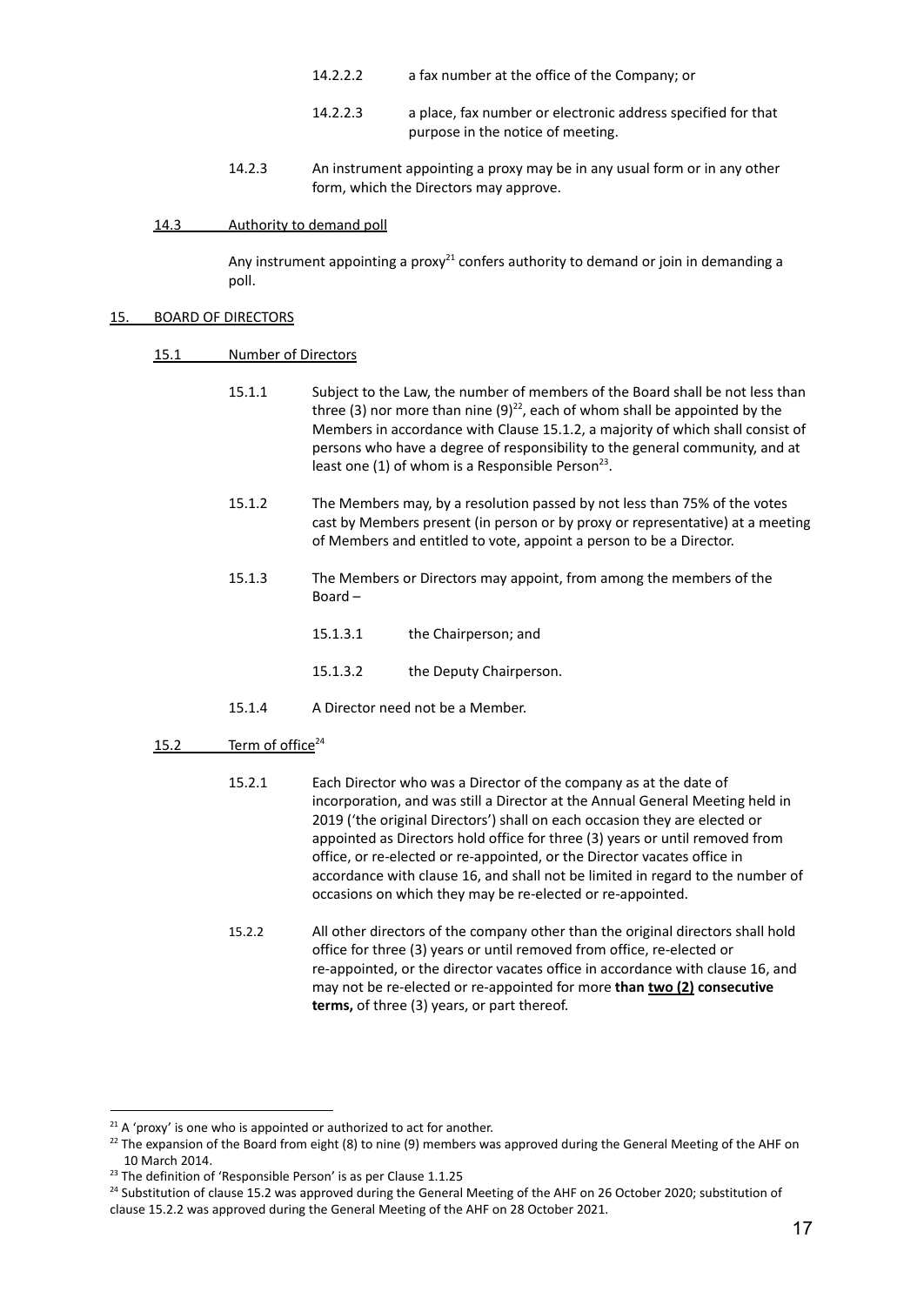14.2.2.2 a fax number at the office of the Company; or

14.2.2.3 a place, fax number or electronic address specified for that purpose in the notice of meeting.

14.2.3 An instrument appointing a proxy may be in any usual form or in any other form, which the Directors may approve.

<u>14.3 Authority to demand poll</u>

Any instrument appointing a proxy[21] confers authority to demand or join in demanding a poll.

## <u>15. BOARD OF DIRECTORS</u>

### <u>15.1 Number of Directors</u>

15.1.1 Subject to the Law, the number of members of the Board shall be not less than three (3) nor more than nine (9)[22], each of whom shall be appointed by the Members in accordance with Clause 15.1.2, a majority of which shall consist of persons who have a degree of responsibility to the general community, and at least one (1) of whom is a Responsible Person[23].

15.1.2 The Members may, by a resolution passed by not less than 75% of the votes cast by Members present (in person or by proxy or representative) at a meeting of Members and entitled to vote, appoint a person to be a Director.

15.1.3 The Members or Directors may appoint, from among the members of the Board –

15.1.3.1 the Chairperson; and

15.1.3.2 the Deputy Chairperson.

15.1.4 A Director need not be a Member.

### <u>15.2 Term of office</u>[24]

15.2.1 Each Director who was a Director of the company as at the date of incorporation, and was still a Director at the Annual General Meeting held in 2019 ('the original Directors') shall on each occasion they are elected or appointed as Directors hold office for three (3) years or until removed from office, or re-elected or re-appointed, or the Director vacates office in accordance with clause 16, and shall not be limited in regard to the number of occasions on which they may be re-elected or re-appointed.

15.2.2 All other directors of the company other than the original directors shall hold office for three (3) years or until removed from office, re-elected or re-appointed, or the director vacates office in accordance with clause 16, and may not be re-elected or re-appointed for more **than <u>two (2)</u> consecutive terms,** of three (3) years, or part thereof.

---

[21] A 'proxy' is one who is appointed or authorized to act for another.

[22] The expansion of the Board from eight (8) to nine (9) members was approved during the General Meeting of the AHF on 10 March 2014.

[23] The definition of 'Responsible Person' is as per Clause 1.1.25

[24] Substitution of clause 15.2 was approved during the General Meeting of the AHF on 26 October 2020; substitution of clause 15.2.2 was approved during the General Meeting of the AHF on 28 October 2021.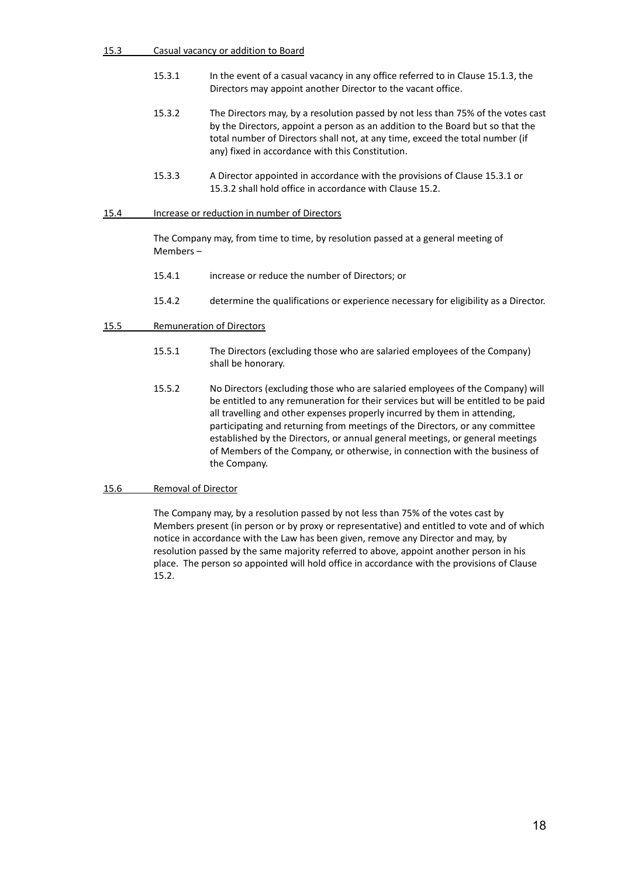### 15.3 Casual vacancy or addition to Board

15.3.1 In the event of a casual vacancy in any office referred to in Clause 15.1.3, the Directors may appoint another Director to the vacant office.

15.3.2 The Directors may, by a resolution passed by not less than 75% of the votes cast by the Directors, appoint a person as an addition to the Board but so that the total number of Directors shall not, at any time, exceed the total number (if any) fixed in accordance with this Constitution.

15.3.3 A Director appointed in accordance with the provisions of Clause 15.3.1 or 15.3.2 shall hold office in accordance with Clause 15.2.

### 15.4 Increase or reduction in number of Directors

The Company may, from time to time, by resolution passed at a general meeting of Members –

15.4.1 increase or reduce the number of Directors; or

15.4.2 determine the qualifications or experience necessary for eligibility as a Director.

### 15.5 Remuneration of Directors

15.5.1 The Directors (excluding those who are salaried employees of the Company) shall be honorary.

15.5.2 No Directors (excluding those who are salaried employees of the Company) will be entitled to any remuneration for their services but will be entitled to be paid all travelling and other expenses properly incurred by them in attending, participating and returning from meetings of the Directors, or any committee established by the Directors, or annual general meetings, or general meetings of Members of the Company, or otherwise, in connection with the business of the Company.

### 15.6 Removal of Director

The Company may, by a resolution passed by not less than 75% of the votes cast by Members present (in person or by proxy or representative) and entitled to vote and of which notice in accordance with the Law has been given, remove any Director and may, by resolution passed by the same majority referred to above, appoint another person in his place. The person so appointed will hold office in accordance with the provisions of Clause 15.2.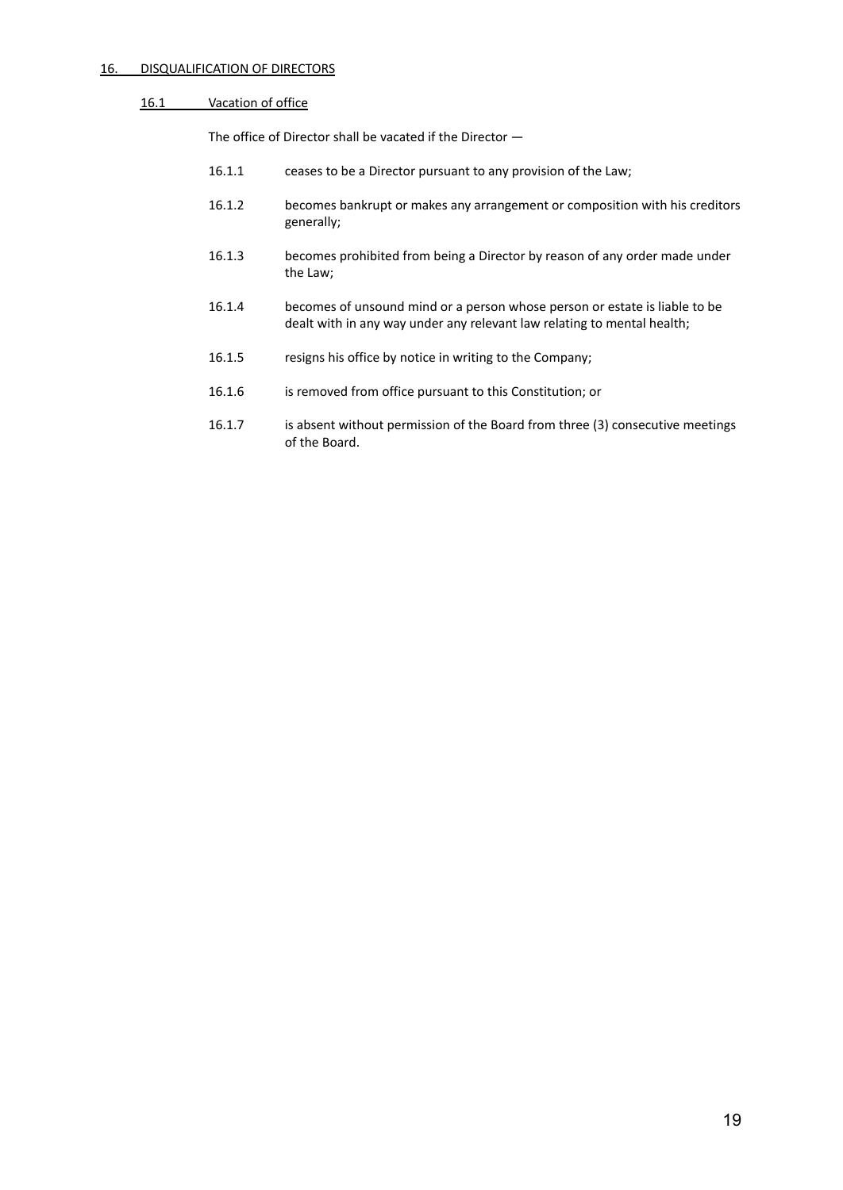## 16. DISQUALIFICATION OF DIRECTORS

### 16.1 Vacation of office

The office of Director shall be vacated if the Director —

16.1.1 ceases to be a Director pursuant to any provision of the Law;

16.1.2 becomes bankrupt or makes any arrangement or composition with his creditors generally;

16.1.3 becomes prohibited from being a Director by reason of any order made under the Law;

16.1.4 becomes of unsound mind or a person whose person or estate is liable to be dealt with in any way under any relevant law relating to mental health;

16.1.5 resigns his office by notice in writing to the Company;

16.1.6 is removed from office pursuant to this Constitution; or

16.1.7 is absent without permission of the Board from three (3) consecutive meetings of the Board.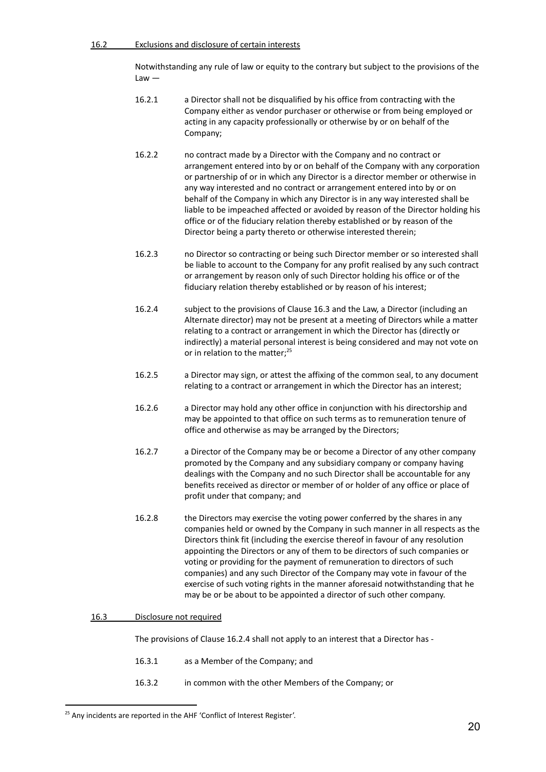16.2 Exclusions and disclosure of certain interests

Notwithstanding any rule of law or equity to the contrary but subject to the provisions of the Law —

16.2.1 a Director shall not be disqualified by his office from contracting with the Company either as vendor purchaser or otherwise or from being employed or acting in any capacity professionally or otherwise by or on behalf of the Company;

16.2.2 no contract made by a Director with the Company and no contract or arrangement entered into by or on behalf of the Company with any corporation or partnership of or in which any Director is a director member or otherwise in any way interested and no contract or arrangement entered into by or on behalf of the Company in which any Director is in any way interested shall be liable to be impeached affected or avoided by reason of the Director holding his office or of the fiduciary relation thereby established or by reason of the Director being a party thereto or otherwise interested therein;

16.2.3 no Director so contracting or being such Director member or so interested shall be liable to account to the Company for any profit realised by any such contract or arrangement by reason only of such Director holding his office or of the fiduciary relation thereby established or by reason of his interest;

16.2.4 subject to the provisions of Clause 16.3 and the Law, a Director (including an Alternate director) may not be present at a meeting of Directors while a matter relating to a contract or arrangement in which the Director has (directly or indirectly) a material personal interest is being considered and may not vote on or in relation to the matter;[25]

16.2.5 a Director may sign, or attest the affixing of the common seal, to any document relating to a contract or arrangement in which the Director has an interest;

16.2.6 a Director may hold any other office in conjunction with his directorship and may be appointed to that office on such terms as to remuneration tenure of office and otherwise as may be arranged by the Directors;

16.2.7 a Director of the Company may be or become a Director of any other company promoted by the Company and any subsidiary company or company having dealings with the Company and no such Director shall be accountable for any benefits received as director or member of or holder of any office or place of profit under that company; and

16.2.8 the Directors may exercise the voting power conferred by the shares in any companies held or owned by the Company in such manner in all respects as the Directors think fit (including the exercise thereof in favour of any resolution appointing the Directors or any of them to be directors of such companies or voting or providing for the payment of remuneration to directors of such companies) and any such Director of the Company may vote in favour of the exercise of such voting rights in the manner aforesaid notwithstanding that he may be or be about to be appointed a director of such other company.

16.3 Disclosure not required

The provisions of Clause 16.2.4 shall not apply to an interest that a Director has -

16.3.1 as a Member of the Company; and

16.3.2 in common with the other Members of the Company; or

[25] Any incidents are reported in the AHF 'Conflict of Interest Register'.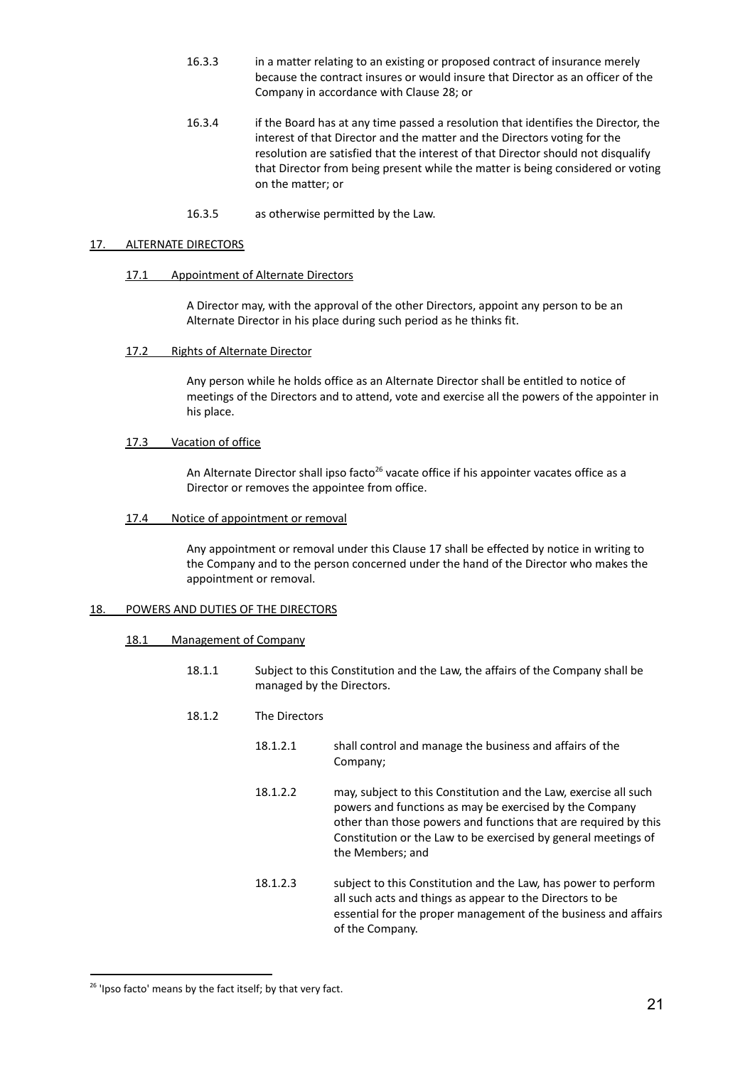16.3.3 in a matter relating to an existing or proposed contract of insurance merely because the contract insures or would insure that Director as an officer of the Company in accordance with Clause 28; or

16.3.4 if the Board has at any time passed a resolution that identifies the Director, the interest of that Director and the matter and the Directors voting for the resolution are satisfied that the interest of that Director should not disqualify that Director from being present while the matter is being considered or voting on the matter; or

16.3.5 as otherwise permitted by the Law.

## 17. ALTERNATE DIRECTORS

### 17.1 Appointment of Alternate Directors

A Director may, with the approval of the other Directors, appoint any person to be an Alternate Director in his place during such period as he thinks fit.

### 17.2 Rights of Alternate Director

Any person while he holds office as an Alternate Director shall be entitled to notice of meetings of the Directors and to attend, vote and exercise all the powers of the appointer in his place.

### 17.3 Vacation of office

An Alternate Director shall ipso facto[26] vacate office if his appointer vacates office as a Director or removes the appointee from office.

### 17.4 Notice of appointment or removal

Any appointment or removal under this Clause 17 shall be effected by notice in writing to the Company and to the person concerned under the hand of the Director who makes the appointment or removal.

## 18. POWERS AND DUTIES OF THE DIRECTORS

### 18.1 Management of Company

18.1.1 Subject to this Constitution and the Law, the affairs of the Company shall be managed by the Directors.

18.1.2 The Directors

18.1.2.1 shall control and manage the business and affairs of the Company;

18.1.2.2 may, subject to this Constitution and the Law, exercise all such powers and functions as may be exercised by the Company other than those powers and functions that are required by this Constitution or the Law to be exercised by general meetings of the Members; and

18.1.2.3 subject to this Constitution and the Law, has power to perform all such acts and things as appear to the Directors to be essential for the proper management of the business and affairs of the Company.

[26] 'Ipso facto' means by the fact itself; by that very fact.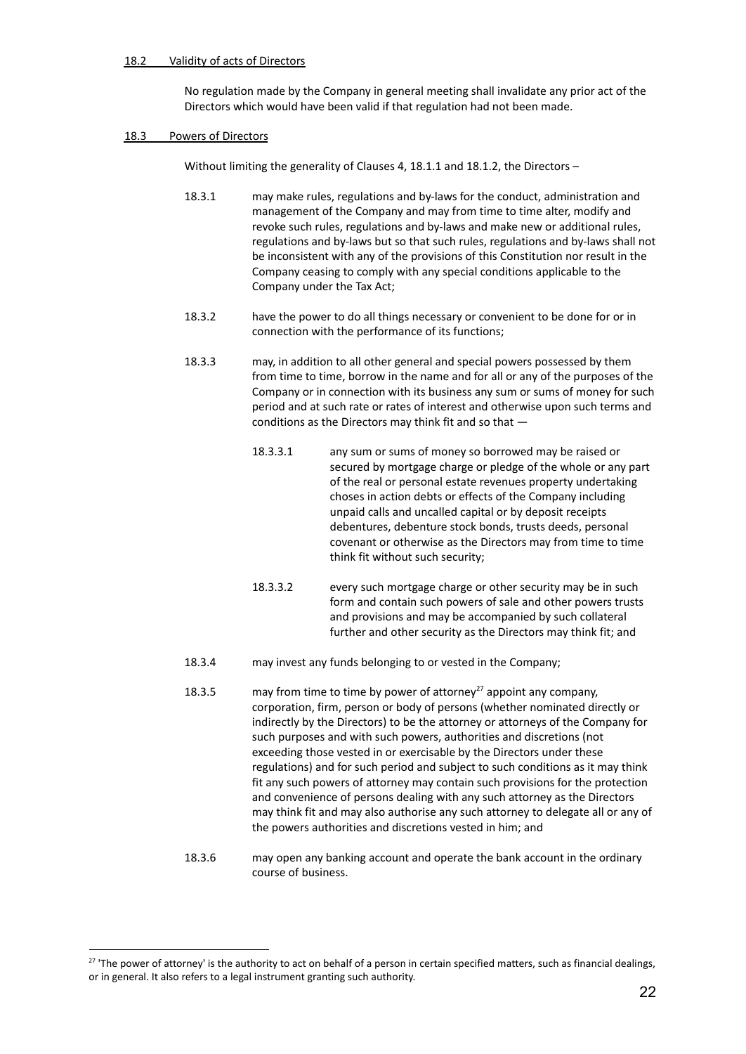### 18.2 Validity of acts of Directors

No regulation made by the Company in general meeting shall invalidate any prior act of the Directors which would have been valid if that regulation had not been made.

### 18.3 Powers of Directors

Without limiting the generality of Clauses 4, 18.1.1 and 18.1.2, the Directors –

18.3.1 may make rules, regulations and by-laws for the conduct, administration and management of the Company and may from time to time alter, modify and revoke such rules, regulations and by-laws and make new or additional rules, regulations and by-laws but so that such rules, regulations and by-laws shall not be inconsistent with any of the provisions of this Constitution nor result in the Company ceasing to comply with any special conditions applicable to the Company under the Tax Act;

18.3.2 have the power to do all things necessary or convenient to be done for or in connection with the performance of its functions;

18.3.3 may, in addition to all other general and special powers possessed by them from time to time, borrow in the name and for all or any of the purposes of the Company or in connection with its business any sum or sums of money for such period and at such rate or rates of interest and otherwise upon such terms and conditions as the Directors may think fit and so that —

18.3.3.1 any sum or sums of money so borrowed may be raised or secured by mortgage charge or pledge of the whole or any part of the real or personal estate revenues property undertaking choses in action debts or effects of the Company including unpaid calls and uncalled capital or by deposit receipts debentures, debenture stock bonds, trusts deeds, personal covenant or otherwise as the Directors may from time to time think fit without such security;

18.3.3.2 every such mortgage charge or other security may be in such form and contain such powers of sale and other powers trusts and provisions and may be accompanied by such collateral further and other security as the Directors may think fit; and

18.3.4 may invest any funds belonging to or vested in the Company;

18.3.5 may from time to time by power of attorney[27] appoint any company, corporation, firm, person or body of persons (whether nominated directly or indirectly by the Directors) to be the attorney or attorneys of the Company for such purposes and with such powers, authorities and discretions (not exceeding those vested in or exercisable by the Directors under these regulations) and for such period and subject to such conditions as it may think fit any such powers of attorney may contain such provisions for the protection and convenience of persons dealing with any such attorney as the Directors may think fit and may also authorise any such attorney to delegate all or any of the powers authorities and discretions vested in him; and

18.3.6 may open any banking account and operate the bank account in the ordinary course of business.

---

[27] 'The power of attorney' is the authority to act on behalf of a person in certain specified matters, such as financial dealings, or in general. It also refers to a legal instrument granting such authority.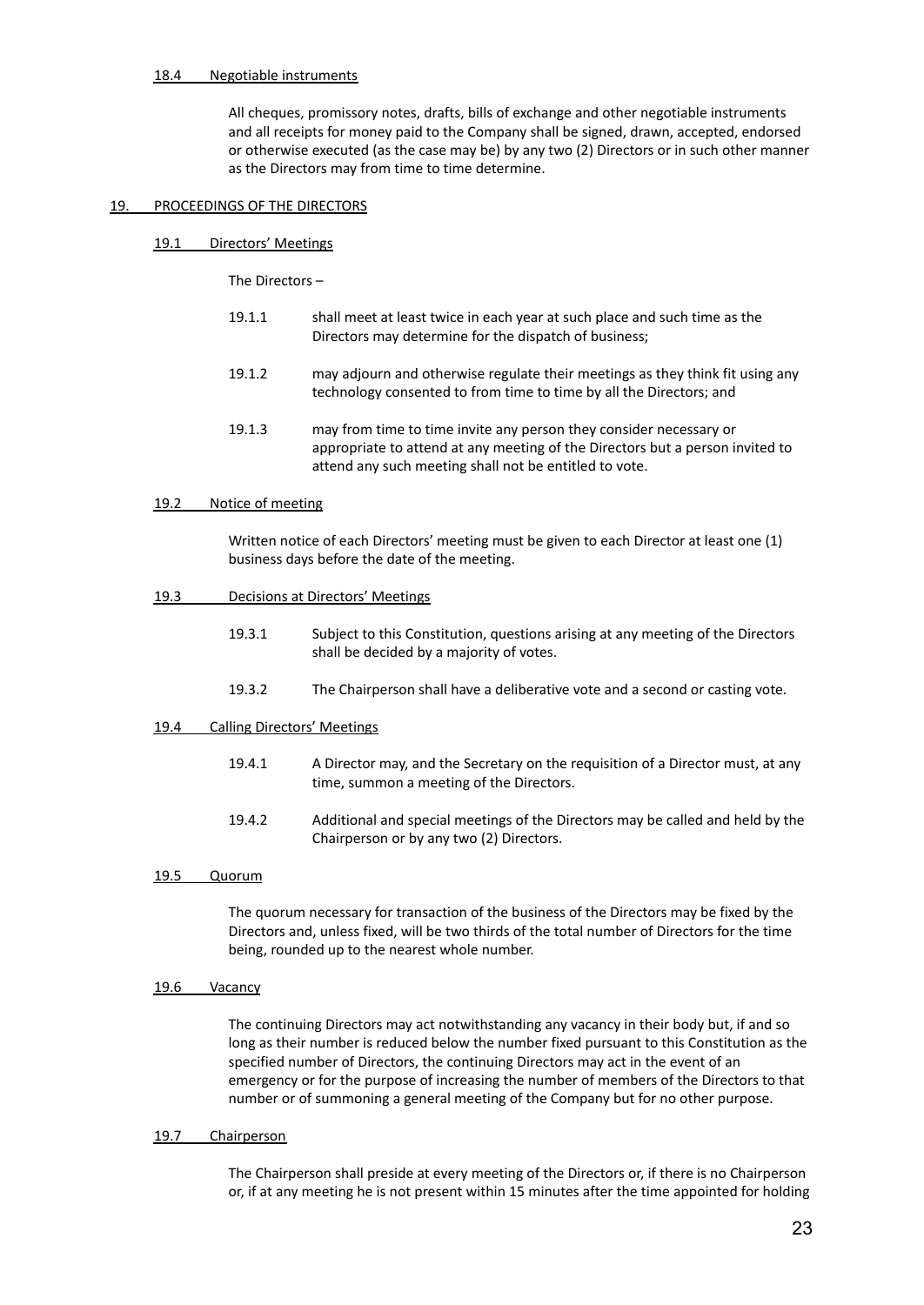#### 18.4 Negotiable instruments

All cheques, promissory notes, drafts, bills of exchange and other negotiable instruments and all receipts for money paid to the Company shall be signed, drawn, accepted, endorsed or otherwise executed (as the case may be) by any two (2) Directors or in such other manner as the Directors may from time to time determine.

## 19. PROCEEDINGS OF THE DIRECTORS

#### 19.1 Directors' Meetings

The Directors –

- 19.1.1 shall meet at least twice in each year at such place and such time as the Directors may determine for the dispatch of business;
- 19.1.2 may adjourn and otherwise regulate their meetings as they think fit using any technology consented to from time to time by all the Directors; and
- 19.1.3 may from time to time invite any person they consider necessary or appropriate to attend at any meeting of the Directors but a person invited to attend any such meeting shall not be entitled to vote.

#### 19.2 Notice of meeting

Written notice of each Directors' meeting must be given to each Director at least one (1) business days before the date of the meeting.

#### 19.3 Decisions at Directors' Meetings

- 19.3.1 Subject to this Constitution, questions arising at any meeting of the Directors shall be decided by a majority of votes.
- 19.3.2 The Chairperson shall have a deliberative vote and a second or casting vote.

#### 19.4 Calling Directors' Meetings

- 19.4.1 A Director may, and the Secretary on the requisition of a Director must, at any time, summon a meeting of the Directors.
- 19.4.2 Additional and special meetings of the Directors may be called and held by the Chairperson or by any two (2) Directors.

#### 19.5 Quorum

The quorum necessary for transaction of the business of the Directors may be fixed by the Directors and, unless fixed, will be two thirds of the total number of Directors for the time being, rounded up to the nearest whole number.

#### 19.6 Vacancy

The continuing Directors may act notwithstanding any vacancy in their body but, if and so long as their number is reduced below the number fixed pursuant to this Constitution as the specified number of Directors, the continuing Directors may act in the event of an emergency or for the purpose of increasing the number of members of the Directors to that number or of summoning a general meeting of the Company but for no other purpose.

#### 19.7 Chairperson

The Chairperson shall preside at every meeting of the Directors or, if there is no Chairperson or, if at any meeting he is not present within 15 minutes after the time appointed for holding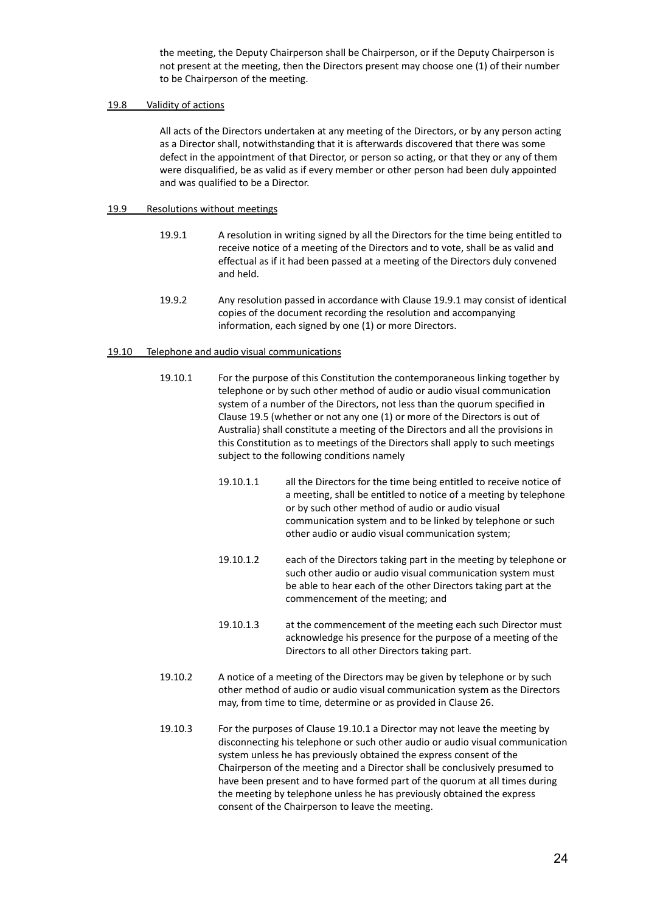the meeting, the Deputy Chairperson shall be Chairperson, or if the Deputy Chairperson is not present at the meeting, then the Directors present may choose one (1) of their number to be Chairperson of the meeting.

#### 19.8 Validity of actions

All acts of the Directors undertaken at any meeting of the Directors, or by any person acting as a Director shall, notwithstanding that it is afterwards discovered that there was some defect in the appointment of that Director, or person so acting, or that they or any of them were disqualified, be as valid as if every member or other person had been duly appointed and was qualified to be a Director.

#### 19.9 Resolutions without meetings

19.9.1 A resolution in writing signed by all the Directors for the time being entitled to receive notice of a meeting of the Directors and to vote, shall be as valid and effectual as if it had been passed at a meeting of the Directors duly convened and held.

19.9.2 Any resolution passed in accordance with Clause 19.9.1 may consist of identical copies of the document recording the resolution and accompanying information, each signed by one (1) or more Directors.

#### 19.10 Telephone and audio visual communications

19.10.1 For the purpose of this Constitution the contemporaneous linking together by telephone or by such other method of audio or audio visual communication system of a number of the Directors, not less than the quorum specified in Clause 19.5 (whether or not any one (1) or more of the Directors is out of Australia) shall constitute a meeting of the Directors and all the provisions in this Constitution as to meetings of the Directors shall apply to such meetings subject to the following conditions namely

19.10.1.1 all the Directors for the time being entitled to receive notice of a meeting, shall be entitled to notice of a meeting by telephone or by such other method of audio or audio visual communication system and to be linked by telephone or such other audio or audio visual communication system;

19.10.1.2 each of the Directors taking part in the meeting by telephone or such other audio or audio visual communication system must be able to hear each of the other Directors taking part at the commencement of the meeting; and

19.10.1.3 at the commencement of the meeting each such Director must acknowledge his presence for the purpose of a meeting of the Directors to all other Directors taking part.

19.10.2 A notice of a meeting of the Directors may be given by telephone or by such other method of audio or audio visual communication system as the Directors may, from time to time, determine or as provided in Clause 26.

19.10.3 For the purposes of Clause 19.10.1 a Director may not leave the meeting by disconnecting his telephone or such other audio or audio visual communication system unless he has previously obtained the express consent of the Chairperson of the meeting and a Director shall be conclusively presumed to have been present and to have formed part of the quorum at all times during the meeting by telephone unless he has previously obtained the express consent of the Chairperson to leave the meeting.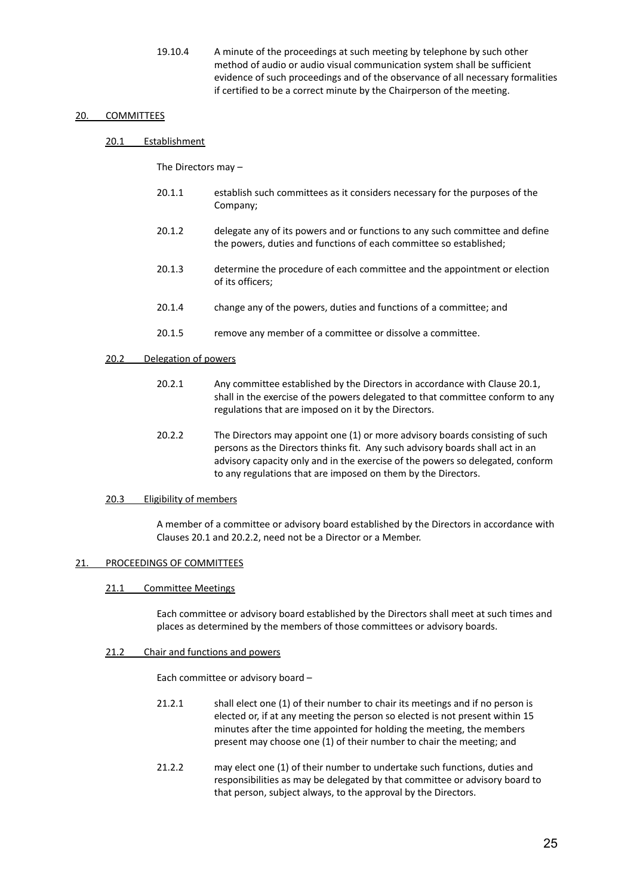19.10.4 A minute of the proceedings at such meeting by telephone by such other method of audio or audio visual communication system shall be sufficient evidence of such proceedings and of the observance of all necessary formalities if certified to be a correct minute by the Chairperson of the meeting.

## 20. COMMITTEES

### 20.1 Establishment

The Directors may –

20.1.1 establish such committees as it considers necessary for the purposes of the Company;

20.1.2 delegate any of its powers and or functions to any such committee and define the powers, duties and functions of each committee so established;

20.1.3 determine the procedure of each committee and the appointment or election of its officers;

20.1.4 change any of the powers, duties and functions of a committee; and

20.1.5 remove any member of a committee or dissolve a committee.

### 20.2 Delegation of powers

20.2.1 Any committee established by the Directors in accordance with Clause 20.1, shall in the exercise of the powers delegated to that committee conform to any regulations that are imposed on it by the Directors.

20.2.2 The Directors may appoint one (1) or more advisory boards consisting of such persons as the Directors thinks fit. Any such advisory boards shall act in an advisory capacity only and in the exercise of the powers so delegated, conform to any regulations that are imposed on them by the Directors.

### 20.3 Eligibility of members

A member of a committee or advisory board established by the Directors in accordance with Clauses 20.1 and 20.2.2, need not be a Director or a Member.

## 21. PROCEEDINGS OF COMMITTEES

### 21.1 Committee Meetings

Each committee or advisory board established by the Directors shall meet at such times and places as determined by the members of those committees or advisory boards.

### 21.2 Chair and functions and powers

Each committee or advisory board –

21.2.1 shall elect one (1) of their number to chair its meetings and if no person is elected or, if at any meeting the person so elected is not present within 15 minutes after the time appointed for holding the meeting, the members present may choose one (1) of their number to chair the meeting; and

21.2.2 may elect one (1) of their number to undertake such functions, duties and responsibilities as may be delegated by that committee or advisory board to that person, subject always, to the approval by the Directors.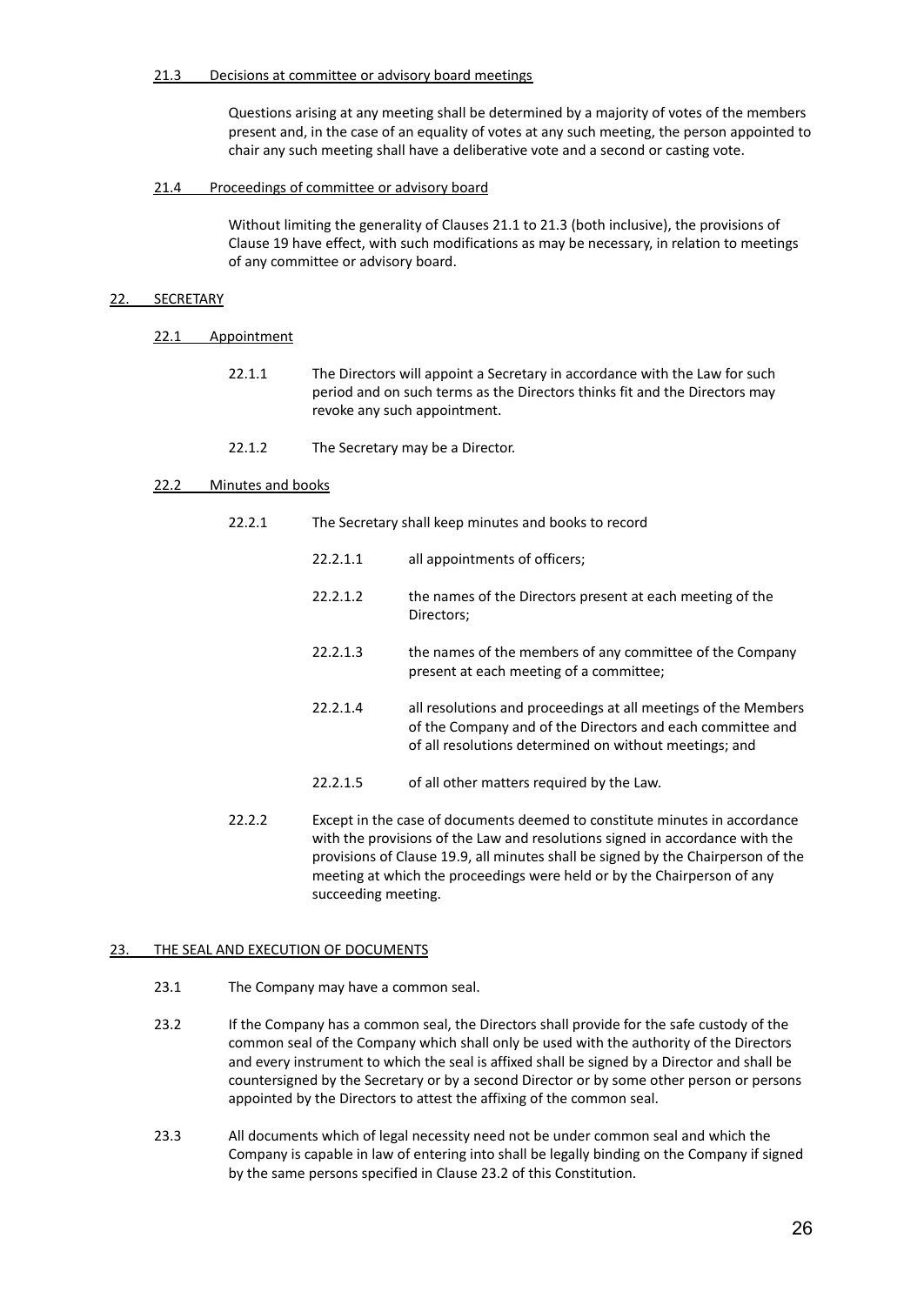#### 21.3 Decisions at committee or advisory board meetings

Questions arising at any meeting shall be determined by a majority of votes of the members present and, in the case of an equality of votes at any such meeting, the person appointed to chair any such meeting shall have a deliberative vote and a second or casting vote.

#### 21.4 Proceedings of committee or advisory board

Without limiting the generality of Clauses 21.1 to 21.3 (both inclusive), the provisions of Clause 19 have effect, with such modifications as may be necessary, in relation to meetings of any committee or advisory board.

## 22. SECRETARY

#### 22.1 Appointment

22.1.1 The Directors will appoint a Secretary in accordance with the Law for such period and on such terms as the Directors thinks fit and the Directors may revoke any such appointment.

22.1.2 The Secretary may be a Director.

#### 22.2 Minutes and books

22.2.1 The Secretary shall keep minutes and books to record

- 22.2.1.1 all appointments of officers;
- 22.2.1.2 the names of the Directors present at each meeting of the Directors;
- 22.2.1.3 the names of the members of any committee of the Company present at each meeting of a committee;
- 22.2.1.4 all resolutions and proceedings at all meetings of the Members of the Company and of the Directors and each committee and of all resolutions determined on without meetings; and
- 22.2.1.5 of all other matters required by the Law.

22.2.2 Except in the case of documents deemed to constitute minutes in accordance with the provisions of the Law and resolutions signed in accordance with the provisions of Clause 19.9, all minutes shall be signed by the Chairperson of the meeting at which the proceedings were held or by the Chairperson of any succeeding meeting.

## 23. THE SEAL AND EXECUTION OF DOCUMENTS

23.1 The Company may have a common seal.

23.2 If the Company has a common seal, the Directors shall provide for the safe custody of the common seal of the Company which shall only be used with the authority of the Directors and every instrument to which the seal is affixed shall be signed by a Director and shall be countersigned by the Secretary or by a second Director or by some other person or persons appointed by the Directors to attest the affixing of the common seal.

23.3 All documents which of legal necessity need not be under common seal and which the Company is capable in law of entering into shall be legally binding on the Company if signed by the same persons specified in Clause 23.2 of this Constitution.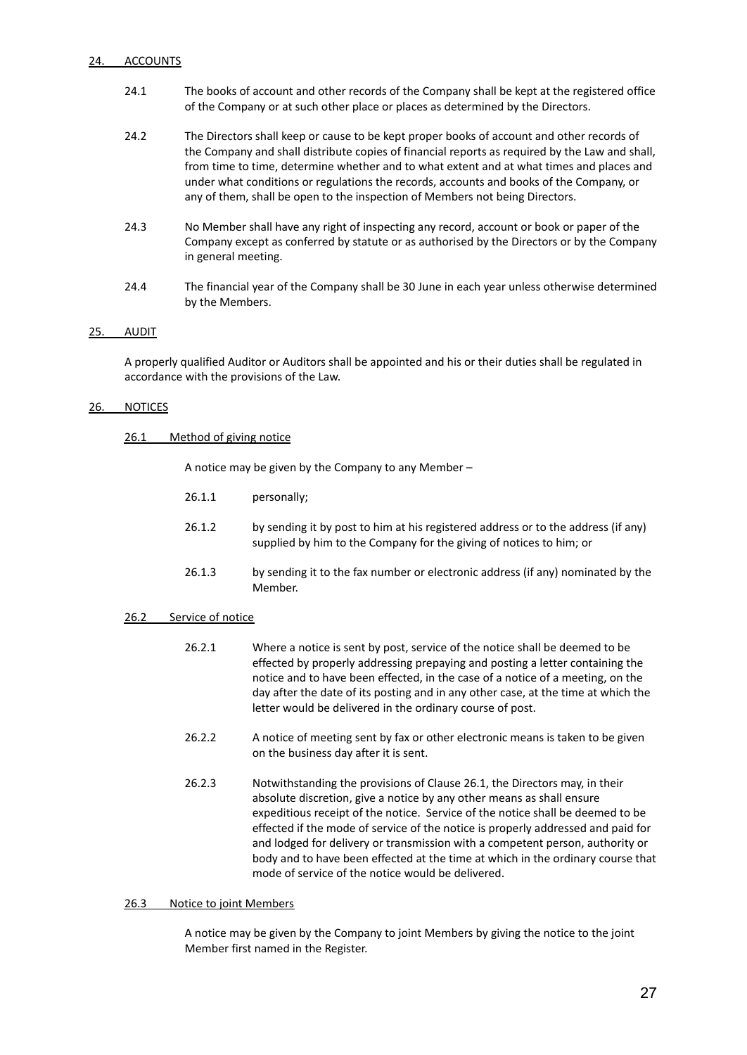## 24. ACCOUNTS

24.1 The books of account and other records of the Company shall be kept at the registered office of the Company or at such other place or places as determined by the Directors.

24.2 The Directors shall keep or cause to be kept proper books of account and other records of the Company and shall distribute copies of financial reports as required by the Law and shall, from time to time, determine whether and to what extent and at what times and places and under what conditions or regulations the records, accounts and books of the Company, or any of them, shall be open to the inspection of Members not being Directors.

24.3 No Member shall have any right of inspecting any record, account or book or paper of the Company except as conferred by statute or as authorised by the Directors or by the Company in general meeting.

24.4 The financial year of the Company shall be 30 June in each year unless otherwise determined by the Members.

## 25. AUDIT

A properly qualified Auditor or Auditors shall be appointed and his or their duties shall be regulated in accordance with the provisions of the Law.

## 26. NOTICES

### 26.1 Method of giving notice

A notice may be given by the Company to any Member –

26.1.1 personally;

26.1.2 by sending it by post to him at his registered address or to the address (if any) supplied by him to the Company for the giving of notices to him; or

26.1.3 by sending it to the fax number or electronic address (if any) nominated by the Member.

### 26.2 Service of notice

26.2.1 Where a notice is sent by post, service of the notice shall be deemed to be effected by properly addressing prepaying and posting a letter containing the notice and to have been effected, in the case of a notice of a meeting, on the day after the date of its posting and in any other case, at the time at which the letter would be delivered in the ordinary course of post.

26.2.2 A notice of meeting sent by fax or other electronic means is taken to be given on the business day after it is sent.

26.2.3 Notwithstanding the provisions of Clause 26.1, the Directors may, in their absolute discretion, give a notice by any other means as shall ensure expeditious receipt of the notice. Service of the notice shall be deemed to be effected if the mode of service of the notice is properly addressed and paid for and lodged for delivery or transmission with a competent person, authority or body and to have been effected at the time at which in the ordinary course that mode of service of the notice would be delivered.

### 26.3 Notice to joint Members

A notice may be given by the Company to joint Members by giving the notice to the joint Member first named in the Register.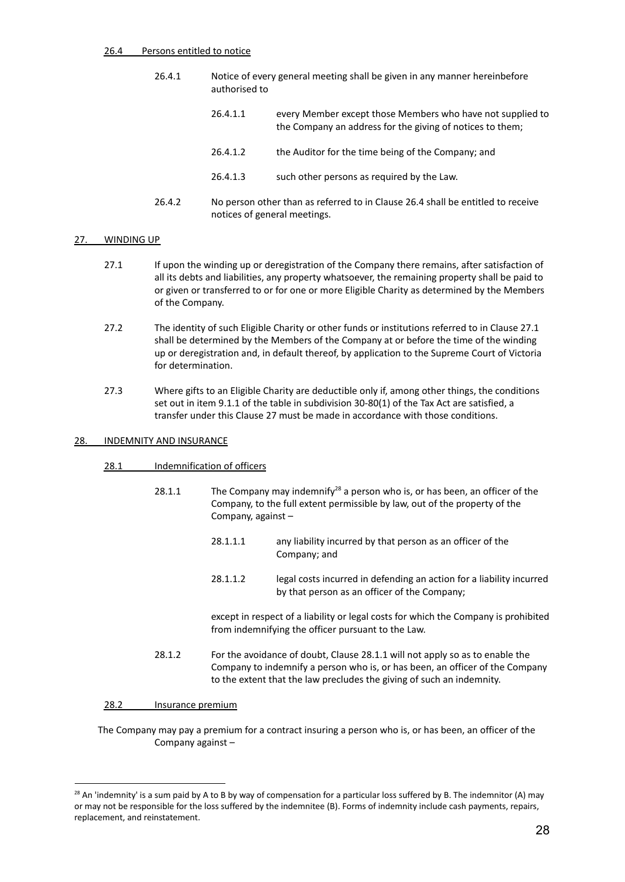#### 26.4 Persons entitled to notice

26.4.1 Notice of every general meeting shall be given in any manner hereinbefore authorised to

> 26.4.1.1 every Member except those Members who have not supplied to the Company an address for the giving of notices to them;
>
> 26.4.1.2 the Auditor for the time being of the Company; and
>
> 26.4.1.3 such other persons as required by the Law.

26.4.2 No person other than as referred to in Clause 26.4 shall be entitled to receive notices of general meetings.

## 27. WINDING UP

27.1 If upon the winding up or deregistration of the Company there remains, after satisfaction of all its debts and liabilities, any property whatsoever, the remaining property shall be paid to or given or transferred to or for one or more Eligible Charity as determined by the Members of the Company.

27.2 The identity of such Eligible Charity or other funds or institutions referred to in Clause 27.1 shall be determined by the Members of the Company at or before the time of the winding up or deregistration and, in default thereof, by application to the Supreme Court of Victoria for determination.

27.3 Where gifts to an Eligible Charity are deductible only if, among other things, the conditions set out in item 9.1.1 of the table in subdivision 30-80(1) of the Tax Act are satisfied, a transfer under this Clause 27 must be made in accordance with those conditions.

## 28. INDEMNITY AND INSURANCE

#### 28.1 Indemnification of officers

28.1.1 The Company may indemnify[28] a person who is, or has been, an officer of the Company, to the full extent permissible by law, out of the property of the Company, against –

> 28.1.1.1 any liability incurred by that person as an officer of the Company; and
>
> 28.1.1.2 legal costs incurred in defending an action for a liability incurred by that person as an officer of the Company;

except in respect of a liability or legal costs for which the Company is prohibited from indemnifying the officer pursuant to the Law.

28.1.2 For the avoidance of doubt, Clause 28.1.1 will not apply so as to enable the Company to indemnify a person who is, or has been, an officer of the Company to the extent that the law precludes the giving of such an indemnity.

#### 28.2 Insurance premium

The Company may pay a premium for a contract insuring a person who is, or has been, an officer of the Company against –

---

[28] An 'indemnity' is a sum paid by A to B by way of compensation for a particular loss suffered by B. The indemnitor (A) may or may not be responsible for the loss suffered by the indemnitee (B). Forms of indemnity include cash payments, repairs, replacement, and reinstatement.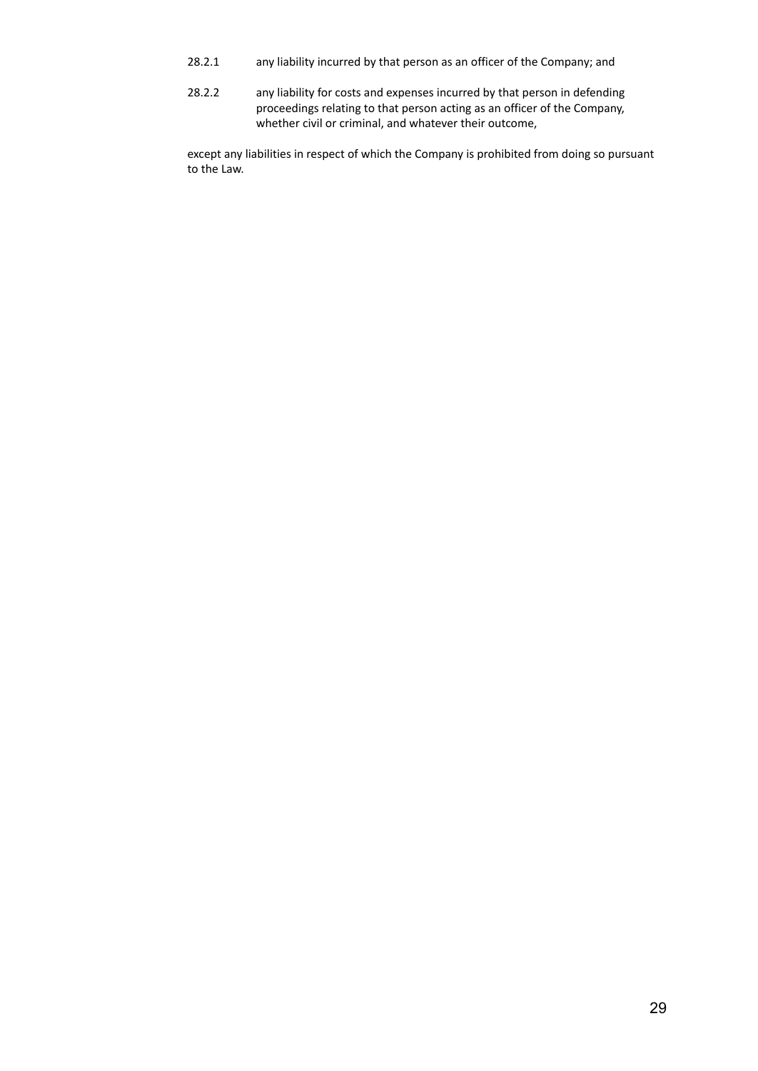28.2.1 any liability incurred by that person as an officer of the Company; and

28.2.2 any liability for costs and expenses incurred by that person in defending proceedings relating to that person acting as an officer of the Company, whether civil or criminal, and whatever their outcome,

except any liabilities in respect of which the Company is prohibited from doing so pursuant to the Law.